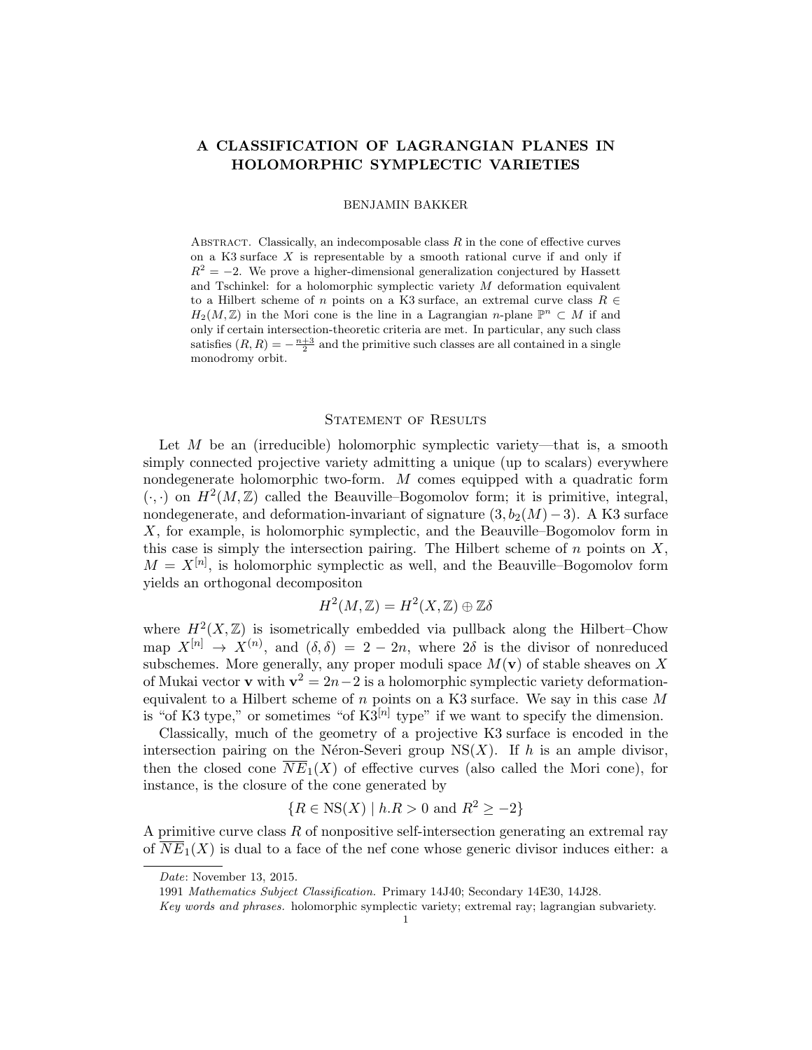# A CLASSIFICATION OF LAGRANGIAN PLANES IN HOLOMORPHIC SYMPLECTIC VARIETIES

BENJAMIN BAKKER

Abstract. Classically, an indecomposable class $R$ in the cone of effective curves on a K3 surface $X$ is representable by a smooth rational curve if and only if $R^2 = -2$. We prove a higher-dimensional generalization conjectured by Hassett and Tschinkel: for a holomorphic symplectic variety $M$ deformation equivalent to a Hilbert scheme of $n$ points on a K3 surface, an extremal curve class $R \in H_2(M, \mathbb{Z})$ in the Mori cone is the line in a Lagrangian $n$-plane $\mathbb{P}^n \subset M$ if and only if certain intersection-theoretic criteria are met. In particular, any such class satisfies $(R, R) = -\frac{n+3}{2}$ and the primitive such classes are all contained in a single monodromy orbit.

## Statement of Results

Let $M$ be an (irreducible) holomorphic symplectic variety—that is, a smooth simply connected projective variety admitting a unique (up to scalars) everywhere nondegenerate holomorphic two-form. $M$ comes equipped with a quadratic form $(\cdot, \cdot)$ on $H^2(M, \mathbb{Z})$ called the Beauville–Bogomolov form; it is primitive, integral, nondegenerate, and deformation-invariant of signature $(3, b_2(M) - 3)$. A K3 surface $X$, for example, is holomorphic symplectic, and the Beauville–Bogomolov form in this case is simply the intersection pairing. The Hilbert scheme of $n$ points on $X$, $M = X^{[n]}$, is holomorphic symplectic as well, and the Beauville–Bogomolov form yields an orthogonal decompositon

$$H^2(M, \mathbb{Z}) = H^2(X, \mathbb{Z}) \oplus \mathbb{Z}\delta$$

where $H^2(X, \mathbb{Z})$ is isometrically embedded via pullback along the Hilbert–Chow map $X^{[n]} \to X^{(n)}$, and $(\delta, \delta) = 2 - 2n$, where $2\delta$ is the divisor of nonreduced subschemes. More generally, any proper moduli space $M(\mathbf{v})$ of stable sheaves on $X$ of Mukai vector $\mathbf{v}$ with $\mathbf{v}^2 = 2n - 2$ is a holomorphic symplectic variety deformation-equivalent to a Hilbert scheme of $n$ points on a K3 surface. We say in this case $M$ is "of K3 type," or sometimes "of K3$^{[n]}$ type" if we want to specify the dimension.

Classically, much of the geometry of a projective K3 surface is encoded in the intersection pairing on the Néron-Severi group $\mathrm{NS}(X)$. If $h$ is an ample divisor, then the closed cone $\overline{NE}_1(X)$ of effective curves (also called the Mori cone), for instance, is the closure of the cone generated by

$$\{R \in \mathrm{NS}(X) \mid h.R > 0 \text{ and } R^2 \geq -2\}$$

A primitive curve class $R$ of nonpositive self-intersection generating an extremal ray of $\overline{NE}_1(X)$ is dual to a face of the nef cone whose generic divisor induces either: a

*Date*: November 13, 2015.

1991 *Mathematics Subject Classification.* Primary 14J40; Secondary 14E30, 14J28.

*Key words and phrases.* holomorphic symplectic variety; extremal ray; lagrangian subvariety.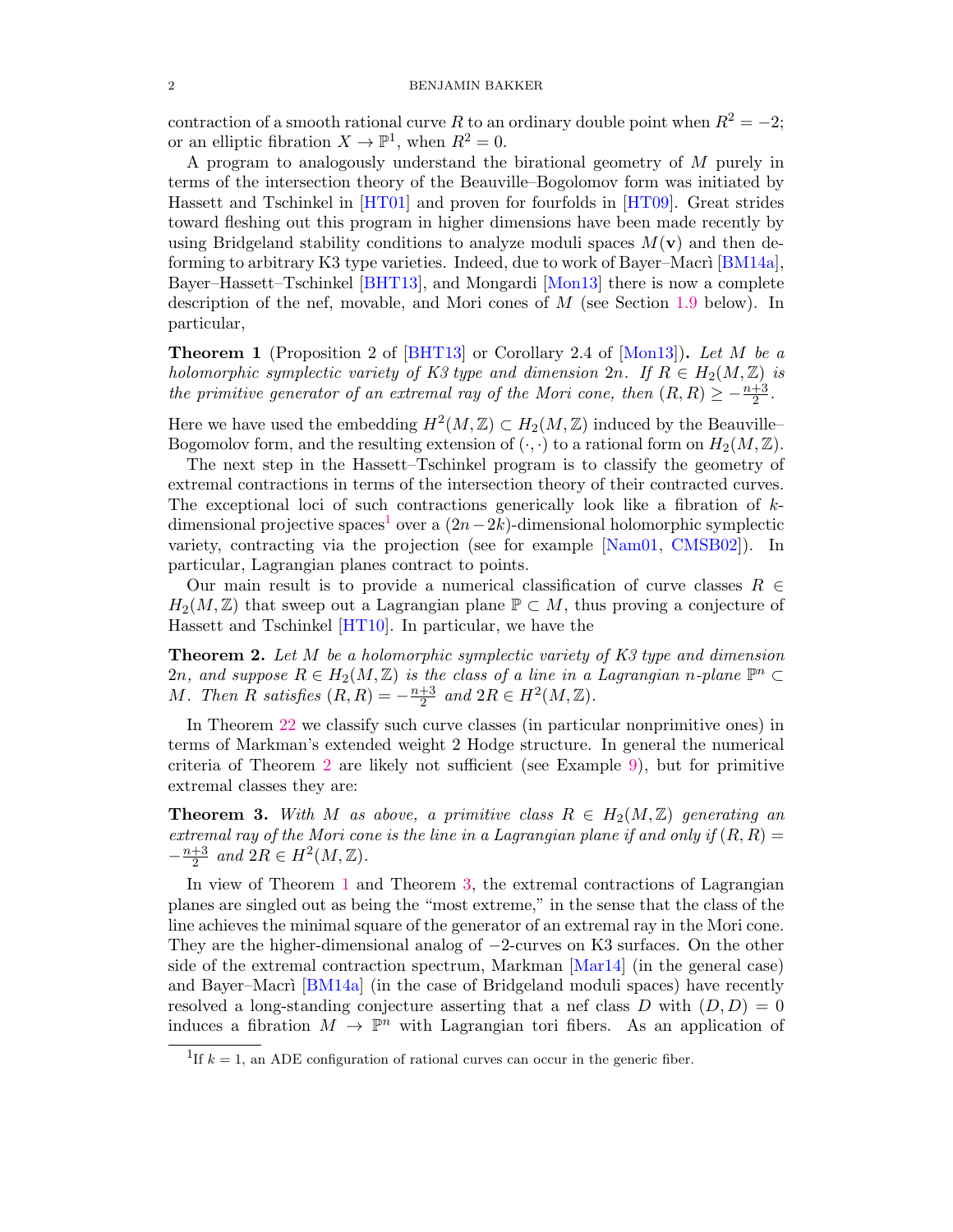contraction of a smooth rational curve $R$ to an ordinary double point when $R^2 = -2$; or an elliptic fibration $X \to \mathbb{P}^1$, when $R^2 = 0$.

A program to analogously understand the birational geometry of $M$ purely in terms of the intersection theory of the Beauville–Bogomolov form was initiated by Hassett and Tschinkel in [HT01] and proven for fourfolds in [HT09]. Great strides toward fleshing out this program in higher dimensions have been made recently by using Bridgeland stability conditions to analyze moduli spaces $M(\mathbf{v})$ and then deforming to arbitrary K3 type varieties. Indeed, due to work of Bayer–Macrì [BM14a], Bayer–Hassett–Tschinkel [BHT13], and Mongardi [Mon13] there is now a complete description of the nef, movable, and Mori cones of $M$ (see Section 1.9 below). In particular,

**Theorem 1** (Proposition 2 of [BHT13] or Corollary 2.4 of [Mon13])**.** *Let $M$ be a holomorphic symplectic variety of K3 type and dimension $2n$. If $R \in H_2(M, \mathbb{Z})$ is the primitive generator of an extremal ray of the Mori cone, then $(R, R) \geq -\frac{n+3}{2}$.*

Here we have used the embedding $H^2(M, \mathbb{Z}) \subset H_2(M, \mathbb{Z})$ induced by the Beauville–Bogomolov form, and the resulting extension of $(\cdot, \cdot)$ to a rational form on $H_2(M, \mathbb{Z})$.

The next step in the Hassett–Tschinkel program is to classify the geometry of extremal contractions in terms of the intersection theory of their contracted curves. The exceptional loci of such contractions generically look like a fibration of $k$-dimensional projective spaces[1] over a $(2n-2k)$-dimensional holomorphic symplectic variety, contracting via the projection (see for example [Nam01, CMSB02]). In particular, Lagrangian planes contract to points.

Our main result is to provide a numerical classification of curve classes $R \in H_2(M, \mathbb{Z})$ that sweep out a Lagrangian plane $\mathbb{P} \subset M$, thus proving a conjecture of Hassett and Tschinkel [HT10]. In particular, we have the

**Theorem 2.** *Let $M$ be a holomorphic symplectic variety of K3 type and dimension $2n$, and suppose $R \in H_2(M, \mathbb{Z})$ is the class of a line in a Lagrangian $n$-plane $\mathbb{P}^n \subset M$. Then $R$ satisfies $(R, R) = -\frac{n+3}{2}$ and $2R \in H^2(M, \mathbb{Z})$.*

In Theorem 22 we classify such curve classes (in particular nonprimitive ones) in terms of Markman's extended weight 2 Hodge structure. In general the numerical criteria of Theorem 2 are likely not sufficient (see Example 9), but for primitive extremal classes they are:

**Theorem 3.** *With $M$ as above, a primitive class $R \in H_2(M, \mathbb{Z})$ generating an extremal ray of the Mori cone is the line in a Lagrangian plane if and only if $(R, R) = -\frac{n+3}{2}$ and $2R \in H^2(M, \mathbb{Z})$.*

In view of Theorem 1 and Theorem 3, the extremal contractions of Lagrangian planes are singled out as being the "most extreme," in the sense that the class of the line achieves the minimal square of the generator of an extremal ray in the Mori cone. They are the higher-dimensional analog of $-2$-curves on K3 surfaces. On the other side of the extremal contraction spectrum, Markman [Mar14] (in the general case) and Bayer–Macrì [BM14a] (in the case of Bridgeland moduli spaces) have recently resolved a long-standing conjecture asserting that a nef class $D$ with $(D, D) = 0$ induces a fibration $M \to \mathbb{P}^n$ with Lagrangian tori fibers. As an application of

[1] If $k = 1$, an ADE configuration of rational curves can occur in the generic fiber.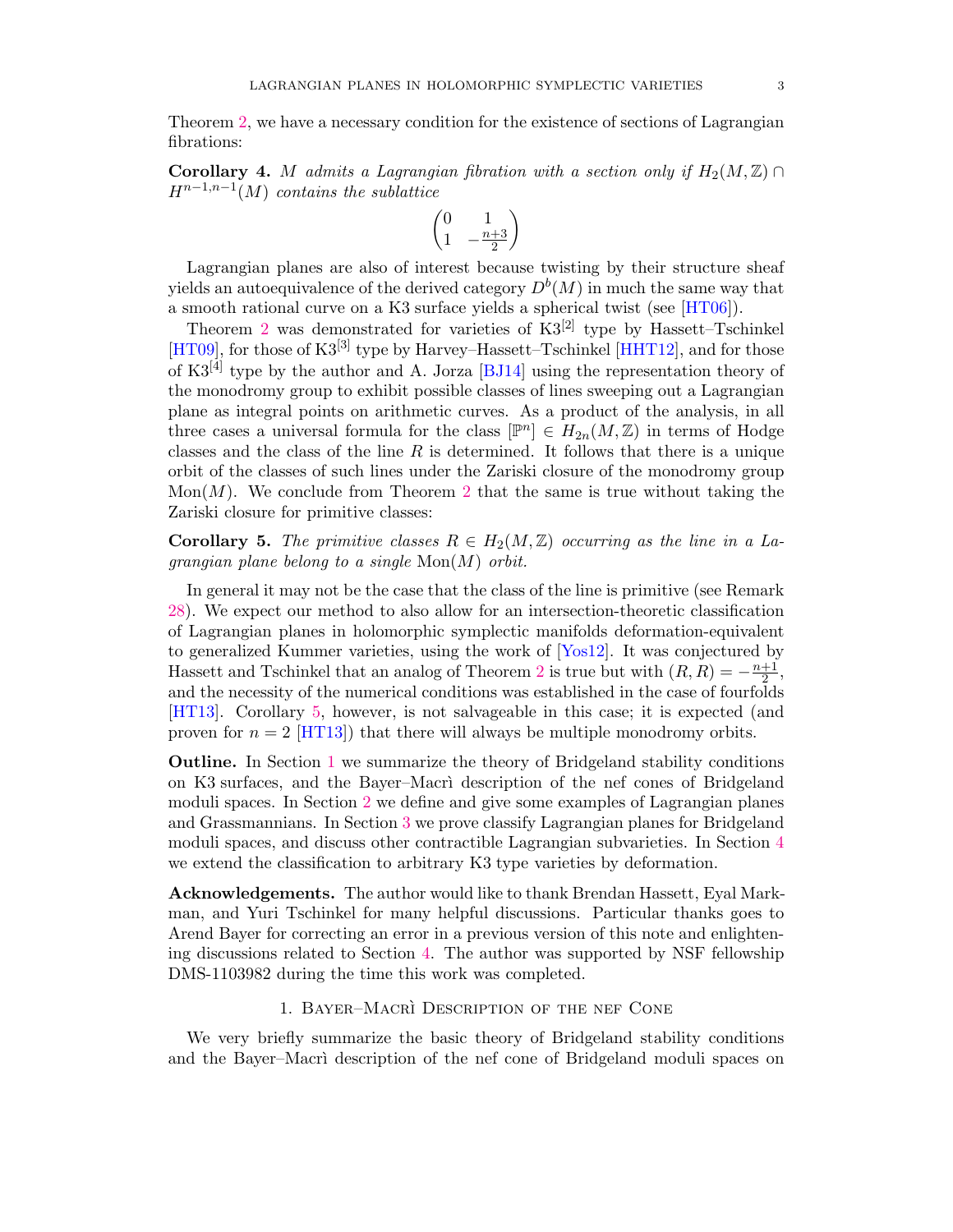Theorem 2, we have a necessary condition for the existence of sections of Lagrangian fibrations:

**Corollary 4.** *$M$ admits a Lagrangian fibration with a section only if $H_2(M,\mathbb{Z}) \cap H^{n-1,n-1}(M)$ contains the sublattice*

$$\begin{pmatrix} 0 & 1 \\ 1 & -\frac{n+3}{2} \end{pmatrix}$$

Lagrangian planes are also of interest because twisting by their structure sheaf yields an autoequivalence of the derived category $D^b(M)$ in much the same way that a smooth rational curve on a K3 surface yields a spherical twist (see [HT06]).

Theorem 2 was demonstrated for varieties of $\mathrm{K3}^{[2]}$ type by Hassett–Tschinkel [HT09], for those of $\mathrm{K3}^{[3]}$ type by Harvey–Hassett–Tschinkel [HHT12], and for those of $\mathrm{K3}^{[4]}$ type by the author and A. Jorza [BJ14] using the representation theory of the monodromy group to exhibit possible classes of lines sweeping out a Lagrangian plane as integral points on arithmetic curves. As a product of the analysis, in all three cases a universal formula for the class $[\mathbb{P}^n] \in H_{2n}(M,\mathbb{Z})$ in terms of Hodge classes and the class of the line $R$ is determined. It follows that there is a unique orbit of the classes of such lines under the Zariski closure of the monodromy group $\mathrm{Mon}(M)$. We conclude from Theorem 2 that the same is true without taking the Zariski closure for primitive classes:

**Corollary 5.** *The primitive classes $R \in H_2(M,\mathbb{Z})$ occurring as the line in a Lagrangian plane belong to a single $\mathrm{Mon}(M)$ orbit.*

In general it may not be the case that the class of the line is primitive (see Remark 28). We expect our method to also allow for an intersection-theoretic classification of Lagrangian planes in holomorphic symplectic manifolds deformation-equivalent to generalized Kummer varieties, using the work of [Yos12]. It was conjectured by Hassett and Tschinkel that an analog of Theorem 2 is true but with $(R,R) = -\frac{n+1}{2}$, and the necessity of the numerical conditions was established in the case of fourfolds [HT13]. Corollary 5, however, is not salvageable in this case; it is expected (and proven for $n = 2$ [HT13]) that there will always be multiple monodromy orbits.

**Outline.** In Section 1 we summarize the theory of Bridgeland stability conditions on K3 surfaces, and the Bayer–Macrì description of the nef cones of Bridgeland moduli spaces. In Section 2 we define and give some examples of Lagrangian planes and Grassmannians. In Section 3 we prove classify Lagrangian planes for Bridgeland moduli spaces, and discuss other contractible Lagrangian subvarieties. In Section 4 we extend the classification to arbitrary K3 type varieties by deformation.

**Acknowledgements.** The author would like to thank Brendan Hassett, Eyal Markman, and Yuri Tschinkel for many helpful discussions. Particular thanks goes to Arend Bayer for correcting an error in a previous version of this note and enlightening discussions related to Section 4. The author was supported by NSF fellowship DMS-1103982 during the time this work was completed.

## 1. Bayer–Macrì Description of the nef Cone

We very briefly summarize the basic theory of Bridgeland stability conditions and the Bayer–Macrì description of the nef cone of Bridgeland moduli spaces on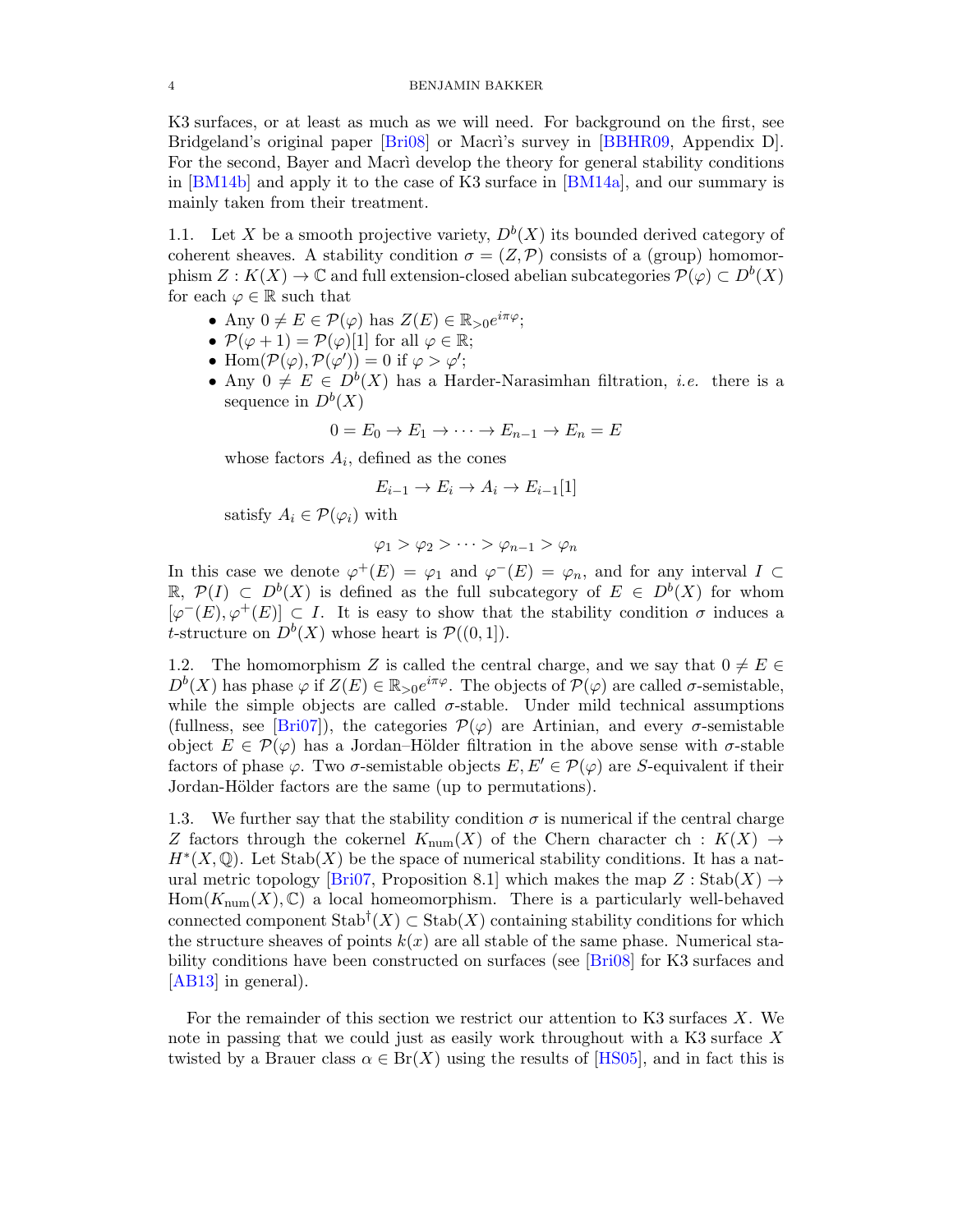K3 surfaces, or at least as much as we will need. For background on the first, see Bridgeland's original paper [Bri08] or Macrì's survey in [BBHR09, Appendix D]. For the second, Bayer and Macrì develop the theory for general stability conditions in [BM14b] and apply it to the case of K3 surface in [BM14a], and our summary is mainly taken from their treatment.

1.1. Let $X$ be a smooth projective variety, $D^b(X)$ its bounded derived category of coherent sheaves. A stability condition $\sigma = (Z, \mathcal{P})$ consists of a (group) homomorphism $Z : K(X) \to \mathbb{C}$ and full extension-closed abelian subcategories $\mathcal{P}(\varphi) \subset D^b(X)$ for each $\varphi \in \mathbb{R}$ such that

- Any $0 \neq E \in \mathcal{P}(\varphi)$ has $Z(E) \in \mathbb{R}_{>0} e^{i\pi\varphi}$;
- $\mathcal{P}(\varphi + 1) = \mathcal{P}(\varphi)[1]$ for all $\varphi \in \mathbb{R}$;
- $\mathrm{Hom}(\mathcal{P}(\varphi), \mathcal{P}(\varphi')) = 0$ if $\varphi > \varphi'$;
- Any $0 \neq E \in D^b(X)$ has a Harder-Narasimhan filtration, *i.e.* there is a sequence in $D^b(X)$
$$0 = E_0 \to E_1 \to \cdots \to E_{n-1} \to E_n = E$$
whose factors $A_i$, defined as the cones
$$E_{i-1} \to E_i \to A_i \to E_{i-1}[1]$$
satisfy $A_i \in \mathcal{P}(\varphi_i)$ with
$$\varphi_1 > \varphi_2 > \cdots > \varphi_{n-1} > \varphi_n$$

In this case we denote $\varphi^+(E) = \varphi_1$ and $\varphi^-(E) = \varphi_n$, and for any interval $I \subset \mathbb{R}$, $\mathcal{P}(I) \subset D^b(X)$ is defined as the full subcategory of $E \in D^b(X)$ for whom $[\varphi^-(E), \varphi^+(E)] \subset I$. It is easy to show that the stability condition $\sigma$ induces a $t$-structure on $D^b(X)$ whose heart is $\mathcal{P}((0, 1])$.

1.2. The homomorphism $Z$ is called the central charge, and we say that $0 \neq E \in D^b(X)$ has phase $\varphi$ if $Z(E) \in \mathbb{R}_{>0} e^{i\pi\varphi}$. The objects of $\mathcal{P}(\varphi)$ are called $\sigma$-semistable, while the simple objects are called $\sigma$-stable. Under mild technical assumptions (fullness, see [Bri07]), the categories $\mathcal{P}(\varphi)$ are Artinian, and every $\sigma$-semistable object $E \in \mathcal{P}(\varphi)$ has a Jordan–Hölder filtration in the above sense with $\sigma$-stable factors of phase $\varphi$. Two $\sigma$-semistable objects $E, E' \in \mathcal{P}(\varphi)$ are $S$-equivalent if their Jordan-Hölder factors are the same (up to permutations).

1.3. We further say that the stability condition $\sigma$ is numerical if the central charge $Z$ factors through the cokernel $K_{\mathrm{num}}(X)$ of the Chern character $\mathrm{ch} : K(X) \to H^*(X, \mathbb{Q})$. Let $\mathrm{Stab}(X)$ be the space of numerical stability conditions. It has a natural metric topology [Bri07, Proposition 8.1] which makes the map $Z : \mathrm{Stab}(X) \to \mathrm{Hom}(K_{\mathrm{num}}(X), \mathbb{C})$ a local homeomorphism. There is a particularly well-behaved connected component $\mathrm{Stab}^\dagger(X) \subset \mathrm{Stab}(X)$ containing stability conditions for which the structure sheaves of points $k(x)$ are all stable of the same phase. Numerical stability conditions have been constructed on surfaces (see [Bri08] for K3 surfaces and [AB13] in general).

For the remainder of this section we restrict our attention to K3 surfaces $X$. We note in passing that we could just as easily work throughout with a K3 surface $X$ twisted by a Brauer class $\alpha \in \mathrm{Br}(X)$ using the results of [HS05], and in fact this is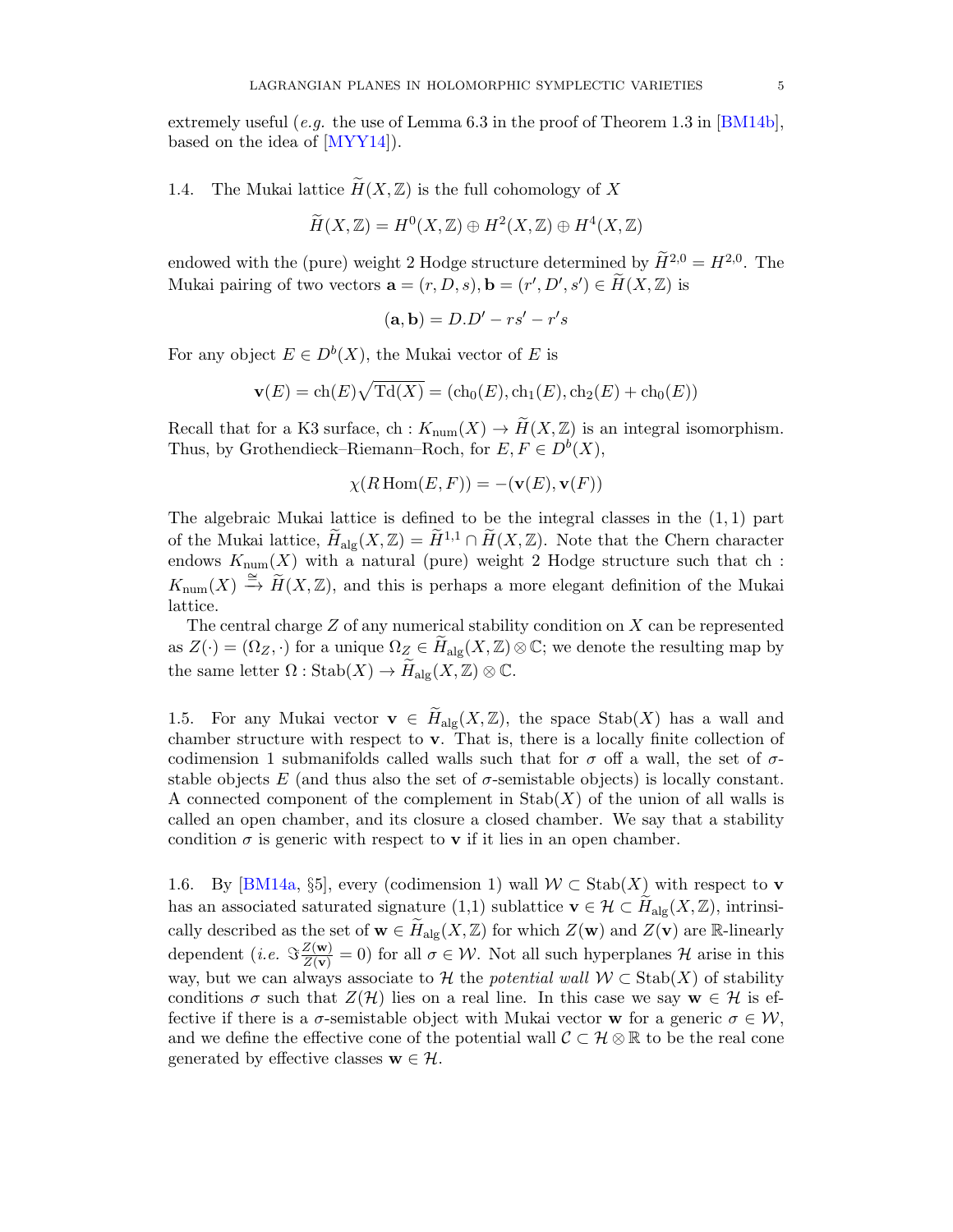extremely useful (*e.g.* the use of Lemma 6.3 in the proof of Theorem 1.3 in [BM14b], based on the idea of [MYY14]).

1.4. The Mukai lattice $\widetilde{H}(X,\mathbb{Z})$ is the full cohomology of $X$

$$\widetilde{H}(X,\mathbb{Z}) = H^0(X,\mathbb{Z}) \oplus H^2(X,\mathbb{Z}) \oplus H^4(X,\mathbb{Z})$$

endowed with the (pure) weight 2 Hodge structure determined by $\widetilde{H}^{2,0} = H^{2,0}$. The Mukai pairing of two vectors $\mathbf{a} = (r, D, s), \mathbf{b} = (r', D', s') \in \widetilde{H}(X,\mathbb{Z})$ is

$$(\mathbf{a}, \mathbf{b}) = D.D' - rs' - r's$$

For any object $E \in D^b(X)$, the Mukai vector of $E$ is

$$\mathbf{v}(E) = \operatorname{ch}(E)\sqrt{\operatorname{Td}(X)} = (\operatorname{ch}_0(E), \operatorname{ch}_1(E), \operatorname{ch}_2(E) + \operatorname{ch}_0(E))$$

Recall that for a K3 surface, $\operatorname{ch} : K_{\mathrm{num}}(X) \to \widetilde{H}(X,\mathbb{Z})$ is an integral isomorphism. Thus, by Grothendieck–Riemann–Roch, for $E, F \in D^b(X)$,

$$\chi(R\operatorname{Hom}(E,F)) = -(\mathbf{v}(E), \mathbf{v}(F))$$

The algebraic Mukai lattice is defined to be the integral classes in the $(1,1)$ part of the Mukai lattice, $\widetilde{H}_{\mathrm{alg}}(X,\mathbb{Z}) = \widetilde{H}^{1,1} \cap \widetilde{H}(X,\mathbb{Z})$. Note that the Chern character endows $K_{\mathrm{num}}(X)$ with a natural (pure) weight 2 Hodge structure such that $\operatorname{ch} : K_{\mathrm{num}}(X) \xrightarrow{\cong} \widetilde{H}(X,\mathbb{Z})$, and this is perhaps a more elegant definition of the Mukai lattice.

The central charge $Z$ of any numerical stability condition on $X$ can be represented as $Z(\cdot) = (\Omega_Z, \cdot)$ for a unique $\Omega_Z \in \widetilde{H}_{\mathrm{alg}}(X,\mathbb{Z}) \otimes \mathbb{C}$; we denote the resulting map by the same letter $\Omega : \operatorname{Stab}(X) \to \widetilde{H}_{\mathrm{alg}}(X,\mathbb{Z}) \otimes \mathbb{C}$.

1.5. For any Mukai vector $\mathbf{v} \in \widetilde{H}_{\mathrm{alg}}(X,\mathbb{Z})$, the space $\operatorname{Stab}(X)$ has a wall and chamber structure with respect to $\mathbf{v}$. That is, there is a locally finite collection of codimension 1 submanifolds called walls such that for $\sigma$ off a wall, the set of $\sigma$-stable objects $E$ (and thus also the set of $\sigma$-semistable objects) is locally constant. A connected component of the complement in $\operatorname{Stab}(X)$ of the union of all walls is called an open chamber, and its closure a closed chamber. We say that a stability condition $\sigma$ is generic with respect to $\mathbf{v}$ if it lies in an open chamber.

1.6. By [BM14a, §5], every (codimension 1) wall $\mathcal{W} \subset \operatorname{Stab}(X)$ with respect to $\mathbf{v}$ has an associated saturated signature (1,1) sublattice $\mathbf{v} \in \mathcal{H} \subset \widetilde{H}_{\mathrm{alg}}(X,\mathbb{Z})$, intrinsically described as the set of $\mathbf{w} \in \widetilde{H}_{\mathrm{alg}}(X,\mathbb{Z})$ for which $Z(\mathbf{w})$ and $Z(\mathbf{v})$ are $\mathbb{R}$-linearly dependent (*i.e.* $\Im \frac{Z(\mathbf{w})}{Z(\mathbf{v})} = 0$) for all $\sigma \in \mathcal{W}$. Not all such hyperplanes $\mathcal{H}$ arise in this way, but we can always associate to $\mathcal{H}$ the *potential wall* $\mathcal{W} \subset \operatorname{Stab}(X)$ of stability conditions $\sigma$ such that $Z(\mathcal{H})$ lies on a real line. In this case we say $\mathbf{w} \in \mathcal{H}$ is effective if there is a $\sigma$-semistable object with Mukai vector $\mathbf{w}$ for a generic $\sigma \in \mathcal{W}$, and we define the effective cone of the potential wall $\mathcal{C} \subset \mathcal{H} \otimes \mathbb{R}$ to be the real cone generated by effective classes $\mathbf{w} \in \mathcal{H}$.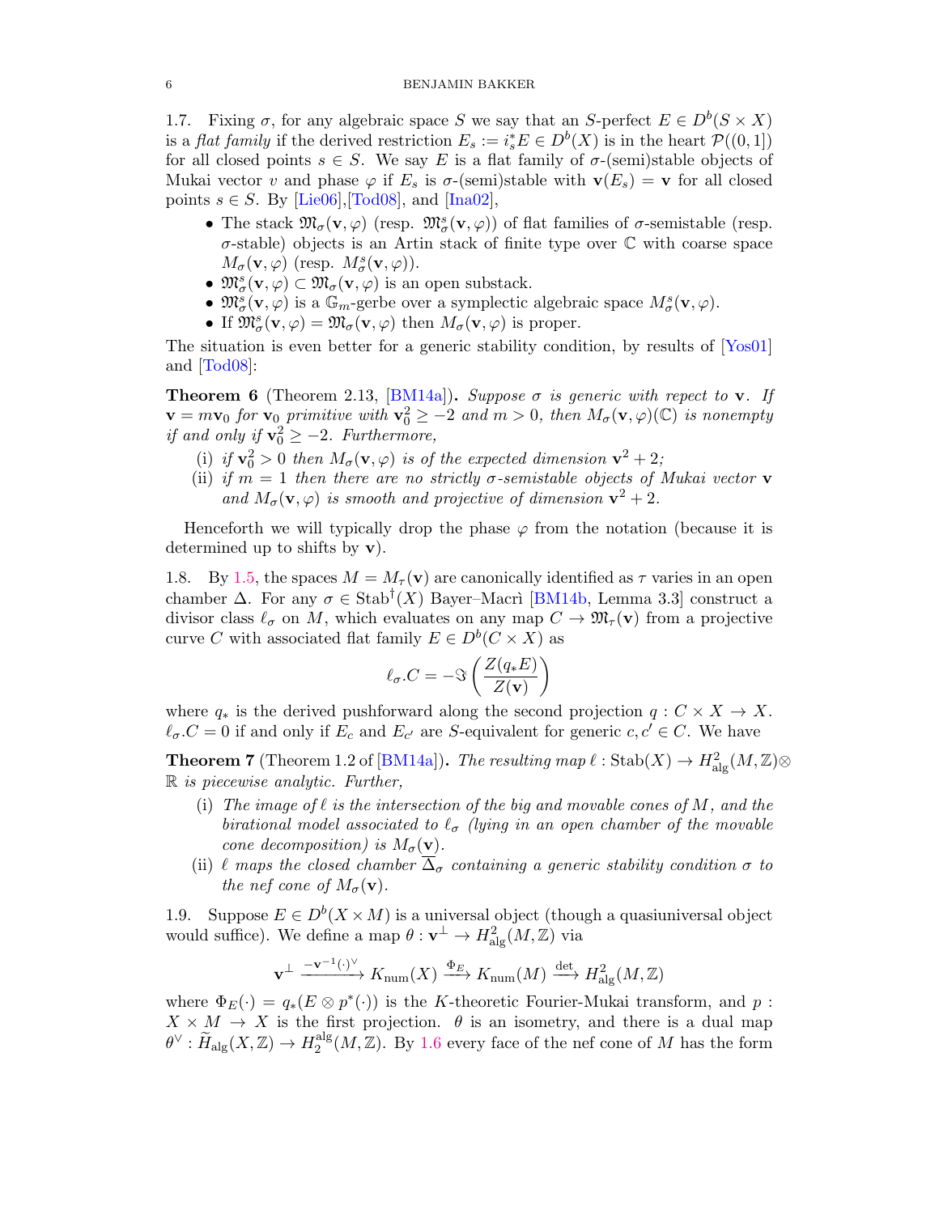1.7. Fixing $\sigma$, for any algebraic space $S$ we say that an $S$-perfect $E \in D^b(S \times X)$ is a *flat family* if the derived restriction $E_s := i_s^* E \in D^b(X)$ is in the heart $\mathcal{P}((0,1])$ for all closed points $s \in S$. We say $E$ is a flat family of $\sigma$-(semi)stable objects of Mukai vector $v$ and phase $\varphi$ if $E_s$ is $\sigma$-(semi)stable with $\mathbf{v}(E_s) = \mathbf{v}$ for all closed points $s \in S$. By [Lie06],[Tod08], and [Ina02],

- The stack $\mathfrak{M}_\sigma(\mathbf{v}, \varphi)$ (resp. $\mathfrak{M}^s_\sigma(\mathbf{v}, \varphi)$) of flat families of $\sigma$-semistable (resp. $\sigma$-stable) objects is an Artin stack of finite type over $\mathbb{C}$ with coarse space $M_\sigma(\mathbf{v}, \varphi)$ (resp. $M^s_\sigma(\mathbf{v}, \varphi)$).
- $\mathfrak{M}^s_\sigma(\mathbf{v}, \varphi) \subset \mathfrak{M}_\sigma(\mathbf{v}, \varphi)$ is an open substack.
- $\mathfrak{M}^s_\sigma(\mathbf{v}, \varphi)$ is a $\mathbb{G}_m$-gerbe over a symplectic algebraic space $M^s_\sigma(\mathbf{v}, \varphi)$.
- If $\mathfrak{M}^s_\sigma(\mathbf{v}, \varphi) = \mathfrak{M}_\sigma(\mathbf{v}, \varphi)$ then $M_\sigma(\mathbf{v}, \varphi)$ is proper.

The situation is even better for a generic stability condition, by results of [Yos01] and [Tod08]:

**Theorem 6** (Theorem 2.13, [BM14a])**.** *Suppose $\sigma$ is generic with repect to $\mathbf{v}$. If $\mathbf{v} = m\mathbf{v}_0$ for $\mathbf{v}_0$ primitive with $\mathbf{v}_0^2 \geq -2$ and $m > 0$, then $M_\sigma(\mathbf{v}, \varphi)(\mathbb{C})$ is nonempty if and only if $\mathbf{v}_0^2 \geq -2$. Furthermore,*

- (i) *if $\mathbf{v}_0^2 > 0$ then $M_\sigma(\mathbf{v}, \varphi)$ is of the expected dimension $\mathbf{v}^2 + 2$;*
- (ii) *if $m = 1$ then there are no strictly $\sigma$-semistable objects of Mukai vector $\mathbf{v}$ and $M_\sigma(\mathbf{v}, \varphi)$ is smooth and projective of dimension $\mathbf{v}^2 + 2$.*

Henceforth we will typically drop the phase $\varphi$ from the notation (because it is determined up to shifts by $\mathbf{v}$).

1.8. By 1.5, the spaces $M = M_\tau(\mathbf{v})$ are canonically identified as $\tau$ varies in an open chamber $\Delta$. For any $\sigma \in \mathrm{Stab}^\dagger(X)$ Bayer–Macrì [BM14b, Lemma 3.3] construct a divisor class $\ell_\sigma$ on $M$, which evaluates on any map $C \to \mathfrak{M}_\tau(\mathbf{v})$ from a projective curve $C$ with associated flat family $E \in D^b(C \times X)$ as

$$\ell_\sigma . C = -\Im\left(\frac{Z(q_* E)}{Z(\mathbf{v})}\right)$$

where $q_*$ is the derived pushforward along the second projection $q : C \times X \to X$. $\ell_\sigma . C = 0$ if and only if $E_c$ and $E_{c'}$ are $S$-equivalent for generic $c, c' \in C$. We have

**Theorem 7** (Theorem 1.2 of [BM14a])**.** *The resulting map $\ell : \mathrm{Stab}(X) \to H^2_{\mathrm{alg}}(M, \mathbb{Z}) \otimes \mathbb{R}$ is piecewise analytic. Further,*

- (i) *The image of $\ell$ is the intersection of the big and movable cones of $M$, and the birational model associated to $\ell_\sigma$ (lying in an open chamber of the movable cone decomposition) is $M_\sigma(\mathbf{v})$.*
- (ii) *$\ell$ maps the closed chamber $\overline{\Delta}_\sigma$ containing a generic stability condition $\sigma$ to the nef cone of $M_\sigma(\mathbf{v})$.*

1.9. Suppose $E \in D^b(X \times M)$ is a universal object (though a quasiuniversal object would suffice). We define a map $\theta : \mathbf{v}^\perp \to H^2_{\mathrm{alg}}(M, \mathbb{Z})$ via

$$\mathbf{v}^\perp \xrightarrow{-\mathbf{v}^{-1}(\cdot)^\vee} K_{\mathrm{num}}(X) \xrightarrow{\Phi_E} K_{\mathrm{num}}(M) \xrightarrow{\det} H^2_{\mathrm{alg}}(M, \mathbb{Z})$$

where $\Phi_E(\cdot) = q_*(E \otimes p^*(\cdot))$ is the $K$-theoretic Fourier-Mukai transform, and $p : X \times M \to X$ is the first projection. $\theta$ is an isometry, and there is a dual map $\theta^\vee : \widetilde{H}_{\mathrm{alg}}(X, \mathbb{Z}) \to H_2^{\mathrm{alg}}(M, \mathbb{Z})$. By 1.6 every face of the nef cone of $M$ has the form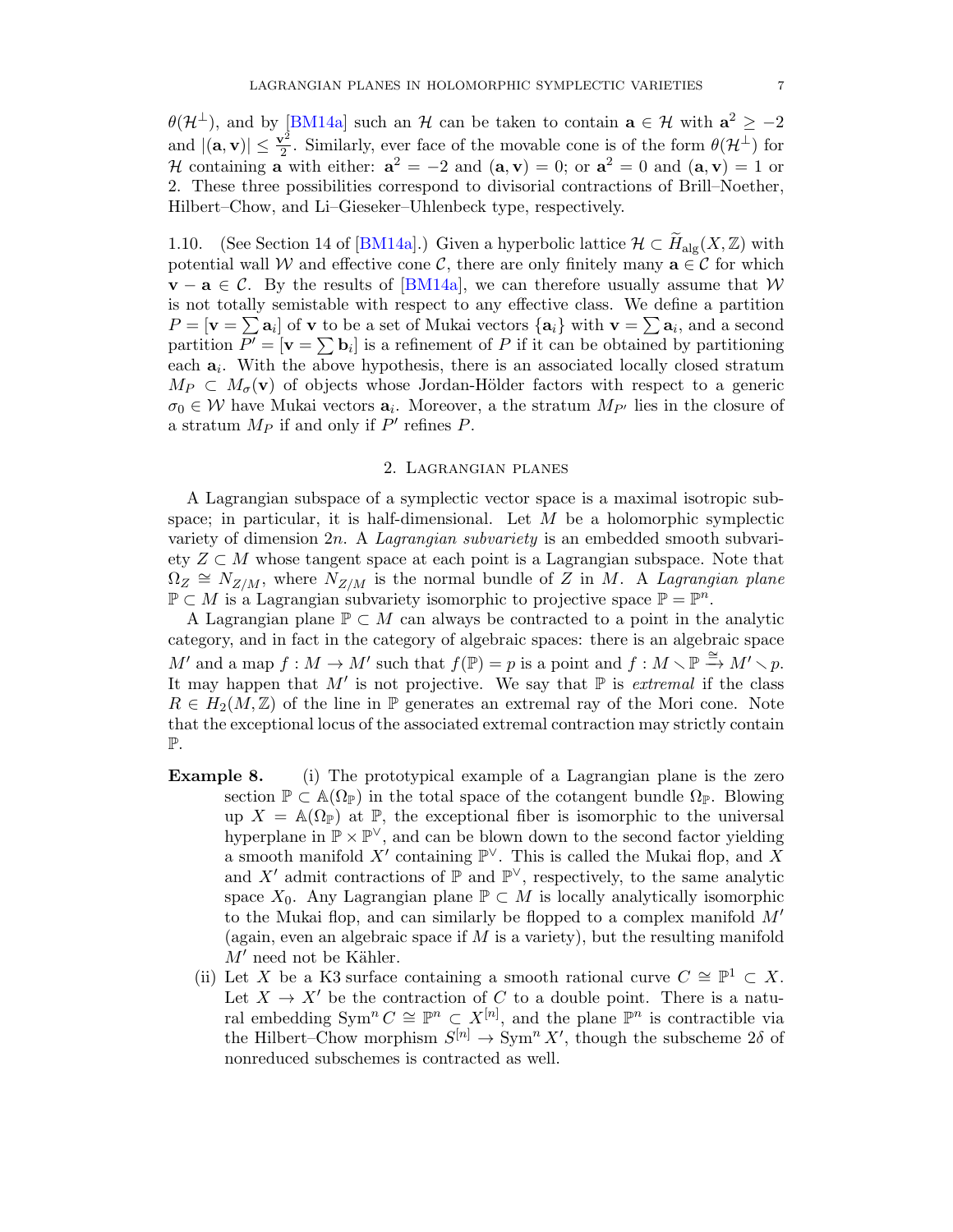$\theta(\mathcal{H}^\perp)$, and by [BM14a] such an $\mathcal{H}$ can be taken to contain $\mathbf{a} \in \mathcal{H}$ with $\mathbf{a}^2 \geq -2$ and $|(\mathbf{a}, \mathbf{v})| \leq \frac{\mathbf{v}^2}{2}$. Similarly, ever face of the movable cone is of the form $\theta(\mathcal{H}^\perp)$ for $\mathcal{H}$ containing $\mathbf{a}$ with either: $\mathbf{a}^2 = -2$ and $(\mathbf{a}, \mathbf{v}) = 0$; or $\mathbf{a}^2 = 0$ and $(\mathbf{a}, \mathbf{v}) = 1$ or 2. These three possibilities correspond to divisorial contractions of Brill–Noether, Hilbert–Chow, and Li–Gieseker–Uhlenbeck type, respectively.

1.10. (See Section 14 of [BM14a].) Given a hyperbolic lattice $\mathcal{H} \subset \widetilde{H}_{\mathrm{alg}}(X, \mathbb{Z})$ with potential wall $\mathcal{W}$ and effective cone $\mathcal{C}$, there are only finitely many $\mathbf{a} \in \mathcal{C}$ for which $\mathbf{v} - \mathbf{a} \in \mathcal{C}$. By the results of [BM14a], we can therefore usually assume that $\mathcal{W}$ is not totally semistable with respect to any effective class. We define a partition $P = [\mathbf{v} = \sum \mathbf{a}_i]$ of $\mathbf{v}$ to be a set of Mukai vectors $\{\mathbf{a}_i\}$ with $\mathbf{v} = \sum \mathbf{a}_i$, and a second partition $P' = [\mathbf{v} = \sum \mathbf{b}_i]$ is a refinement of $P$ if it can be obtained by partitioning each $\mathbf{a}_i$. With the above hypothesis, there is an associated locally closed stratum $M_P \subset M_\sigma(\mathbf{v})$ of objects whose Jordan-Hölder factors with respect to a generic $\sigma_0 \in \mathcal{W}$ have Mukai vectors $\mathbf{a}_i$. Moreover, a the stratum $M_{P'}$ lies in the closure of a stratum $M_P$ if and only if $P'$ refines $P$.

## 2. Lagrangian planes

A Lagrangian subspace of a symplectic vector space is a maximal isotropic subspace; in particular, it is half-dimensional. Let $M$ be a holomorphic symplectic variety of dimension $2n$. A *Lagrangian subvariety* is an embedded smooth subvariety $Z \subset M$ whose tangent space at each point is a Lagrangian subspace. Note that $\Omega_Z \cong N_{Z/M}$, where $N_{Z/M}$ is the normal bundle of $Z$ in $M$. A *Lagrangian plane* $\mathbb{P} \subset M$ is a Lagrangian subvariety isomorphic to projective space $\mathbb{P} = \mathbb{P}^n$.

A Lagrangian plane $\mathbb{P} \subset M$ can always be contracted to a point in the analytic category, and in fact in the category of algebraic spaces: there is an algebraic space $M'$ and a map $f : M \to M'$ such that $f(\mathbb{P}) = p$ is a point and $f : M \smallsetminus \mathbb{P} \xrightarrow{\cong} M' \smallsetminus p$. It may happen that $M'$ is not projective. We say that $\mathbb{P}$ is *extremal* if the class $R \in H_2(M, \mathbb{Z})$ of the line in $\mathbb{P}$ generates an extremal ray of the Mori cone. Note that the exceptional locus of the associated extremal contraction may strictly contain $\mathbb{P}$.

**Example 8.** (i) The prototypical example of a Lagrangian plane is the zero section $\mathbb{P} \subset \mathbb{A}(\Omega_\mathbb{P})$ in the total space of the cotangent bundle $\Omega_\mathbb{P}$. Blowing up $X = \mathbb{A}(\Omega_\mathbb{P})$ at $\mathbb{P}$, the exceptional fiber is isomorphic to the universal hyperplane in $\mathbb{P} \times \mathbb{P}^\vee$, and can be blown down to the second factor yielding a smooth manifold $X'$ containing $\mathbb{P}^\vee$. This is called the Mukai flop, and $X$ and $X'$ admit contractions of $\mathbb{P}$ and $\mathbb{P}^\vee$, respectively, to the same analytic space $X_0$. Any Lagrangian plane $\mathbb{P} \subset M$ is locally analytically isomorphic to the Mukai flop, and can similarly be flopped to a complex manifold $M'$ (again, even an algebraic space if $M$ is a variety), but the resulting manifold $M'$ need not be Kähler.

(ii) Let $X$ be a K3 surface containing a smooth rational curve $C \cong \mathbb{P}^1 \subset X$. Let $X \to X'$ be the contraction of $C$ to a double point. There is a natural embedding $\operatorname{Sym}^n C \cong \mathbb{P}^n \subset X^{[n]}$, and the plane $\mathbb{P}^n$ is contractible via the Hilbert–Chow morphism $S^{[n]} \to \operatorname{Sym}^n X'$, though the subscheme $2\delta$ of nonreduced subschemes is contracted as well.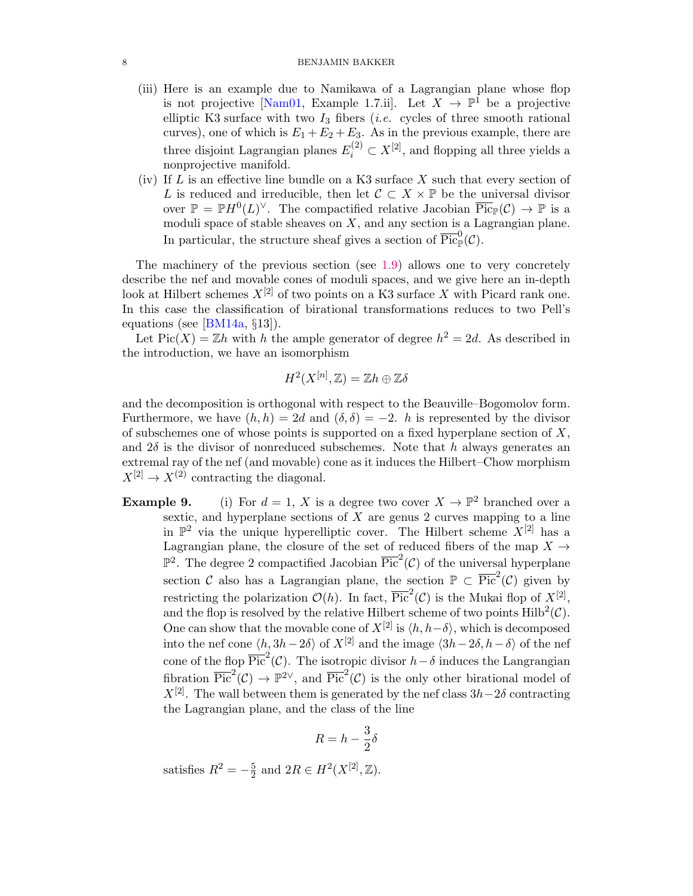(iii) Here is an example due to Namikawa of a Lagrangian plane whose flop is not projective [Nam01, Example 1.7.ii]. Let $X \to \mathbb{P}^1$ be a projective elliptic K3 surface with two $I_3$ fibers (*i.e.* cycles of three smooth rational curves), one of which is $E_1 + E_2 + E_3$. As in the previous example, there are three disjoint Lagrangian planes $E_i^{(2)} \subset X^{[2]}$, and flopping all three yields a nonprojective manifold.

(iv) If $L$ is an effective line bundle on a K3 surface $X$ such that every section of $L$ is reduced and irreducible, then let $\mathcal{C} \subset X \times \mathbb{P}$ be the universal divisor over $\mathbb{P} = \mathbb{P}H^0(L)^\vee$. The compactified relative Jacobian $\overline{\mathrm{Pic}}_{\mathbb{P}}(\mathcal{C}) \to \mathbb{P}$ is a moduli space of stable sheaves on $X$, and any section is a Lagrangian plane. In particular, the structure sheaf gives a section of $\overline{\mathrm{Pic}}^0_{\mathbb{P}}(\mathcal{C})$.

The machinery of the previous section (see 1.9) allows one to very concretely describe the nef and movable cones of moduli spaces, and we give here an in-depth look at Hilbert schemes $X^{[2]}$ of two points on a K3 surface $X$ with Picard rank one. In this case the classification of birational transformations reduces to two Pell's equations (see [BM14a, §13]).

Let $\mathrm{Pic}(X) = \mathbb{Z}h$ with $h$ the ample generator of degree $h^2 = 2d$. As described in the introduction, we have an isomorphism

$$H^2(X^{[n]}, \mathbb{Z}) = \mathbb{Z}h \oplus \mathbb{Z}\delta$$

and the decomposition is orthogonal with respect to the Beauville–Bogomolov form. Furthermore, we have $(h, h) = 2d$ and $(\delta, \delta) = -2$. $h$ is represented by the divisor of subschemes one of whose points is supported on a fixed hyperplane section of $X$, and $2\delta$ is the divisor of nonreduced subschemes. Note that $h$ always generates an extremal ray of the nef (and movable) cone as it induces the Hilbert–Chow morphism $X^{[2]} \to X^{(2)}$ contracting the diagonal.

**Example 9.** (i) For $d = 1$, $X$ is a degree two cover $X \to \mathbb{P}^2$ branched over a sextic, and hyperplane sections of $X$ are genus 2 curves mapping to a line in $\mathbb{P}^2$ via the unique hyperelliptic cover. The Hilbert scheme $X^{[2]}$ has a Lagrangian plane, the closure of the set of reduced fibers of the map $X \to \mathbb{P}^2$. The degree 2 compactified Jacobian $\overline{\mathrm{Pic}}^2(\mathcal{C})$ of the universal hyperplane section $\mathcal{C}$ also has a Lagrangian plane, the section $\mathbb{P} \subset \overline{\mathrm{Pic}}^2(\mathcal{C})$ given by restricting the polarization $\mathcal{O}(h)$. In fact, $\overline{\mathrm{Pic}}^2(\mathcal{C})$ is the Mukai flop of $X^{[2]}$, and the flop is resolved by the relative Hilbert scheme of two points $\mathrm{Hilb}^2(\mathcal{C})$. One can show that the movable cone of $X^{[2]}$ is $\langle h, h-\delta\rangle$, which is decomposed into the nef cone $\langle h, 3h-2\delta\rangle$ of $X^{[2]}$ and the image $\langle 3h-2\delta, h-\delta\rangle$ of the nef cone of the flop $\overline{\mathrm{Pic}}^2(\mathcal{C})$. The isotropic divisor $h-\delta$ induces the Langrangian fibration $\overline{\mathrm{Pic}}^2(\mathcal{C}) \to \mathbb{P}^{2\vee}$, and $\overline{\mathrm{Pic}}^2(\mathcal{C})$ is the only other birational model of $X^{[2]}$. The wall between them is generated by the nef class $3h-2\delta$ contracting the Lagrangian plane, and the class of the line

$$R = h - \frac{3}{2}\delta$$

satisfies $R^2 = -\frac{5}{2}$ and $2R \in H^2(X^{[2]}, \mathbb{Z})$.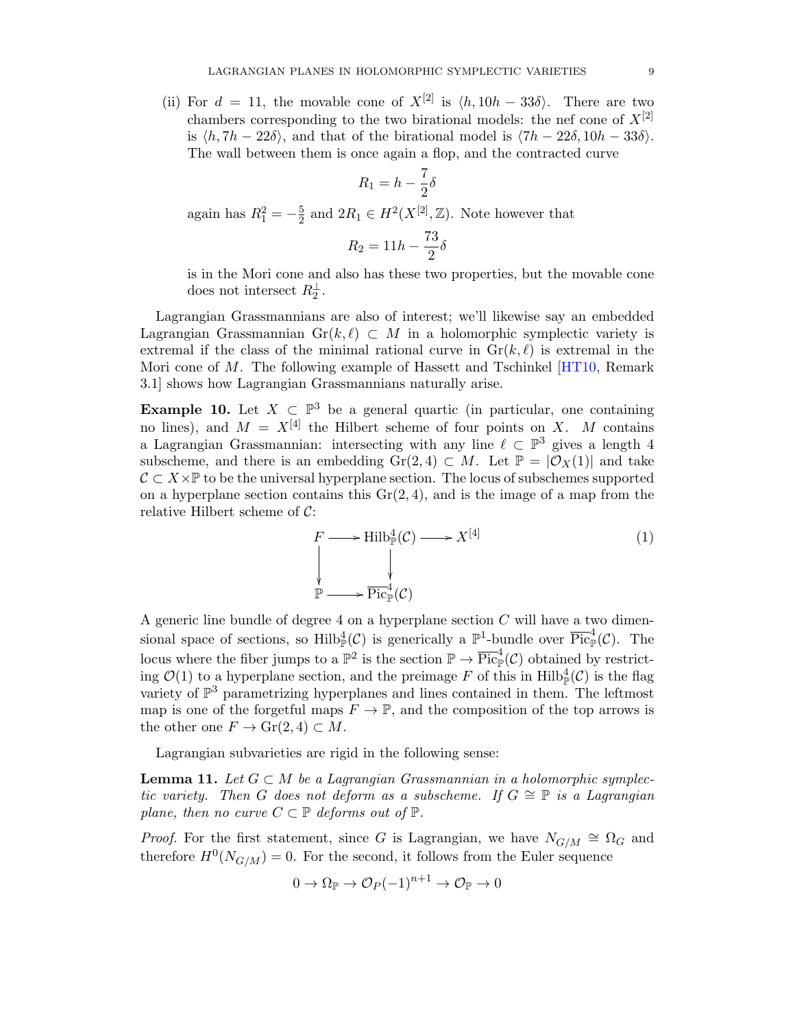(ii) For $d = 11$, the movable cone of $X^{[2]}$ is $\langle h, 10h - 33\delta\rangle$. There are two chambers corresponding to the two birational models: the nef cone of $X^{[2]}$ is $\langle h, 7h - 22\delta\rangle$, and that of the birational model is $\langle 7h - 22\delta, 10h - 33\delta\rangle$. The wall between them is once again a flop, and the contracted curve

$$R_1 = h - \frac{7}{2}\delta$$

again has $R_1^2 = -\frac{5}{2}$ and $2R_1 \in H^2(X^{[2]}, \mathbb{Z})$. Note however that

$$R_2 = 11h - \frac{73}{2}\delta$$

is in the Mori cone and also has these two properties, but the movable cone does not intersect $R_2^\perp$.

Lagrangian Grassmannians are also of interest; we'll likewise say an embedded Lagrangian Grassmannian $\mathrm{Gr}(k, \ell) \subset M$ in a holomorphic symplectic variety is extremal if the class of the minimal rational curve in $\mathrm{Gr}(k, \ell)$ is extremal in the Mori cone of $M$. The following example of Hassett and Tschinkel [HT10, Remark 3.1] shows how Lagrangian Grassmannians naturally arise.

**Example 10.** Let $X \subset \mathbb{P}^3$ be a general quartic (in particular, one containing no lines), and $M = X^{[4]}$ the Hilbert scheme of four points on $X$. $M$ contains a Lagrangian Grassmannian: intersecting with any line $\ell \subset \mathbb{P}^3$ gives a length 4 subscheme, and there is an embedding $\mathrm{Gr}(2, 4) \subset M$. Let $\mathbb{P} = |\mathcal{O}_X(1)|$ and take $\mathcal{C} \subset X \times \mathbb{P}$ to be the universal hyperplane section. The locus of subschemes supported on a hyperplane section contains this $\mathrm{Gr}(2, 4)$, and is the image of a map from the relative Hilbert scheme of $\mathcal{C}$:

$$\begin{array}{ccccc} F & \longrightarrow & \mathrm{Hilb}^4_{\mathbb{P}}(\mathcal{C}) & \longrightarrow & X^{[4]} \\ \downarrow & & \downarrow & & \\ \mathbb{P} & \longrightarrow & \overline{\mathrm{Pic}}^4_{\mathbb{P}}(\mathcal{C}) & & \end{array} \tag{1}$$

A generic line bundle of degree 4 on a hyperplane section $C$ will have a two dimensional space of sections, so $\mathrm{Hilb}^4_{\mathbb{P}}(\mathcal{C})$ is generically a $\mathbb{P}^1$-bundle over $\overline{\mathrm{Pic}}^4_{\mathbb{P}}(\mathcal{C})$. The locus where the fiber jumps to a $\mathbb{P}^2$ is the section $\mathbb{P} \to \overline{\mathrm{Pic}}^4_{\mathbb{P}}(\mathcal{C})$ obtained by restricting $\mathcal{O}(1)$ to a hyperplane section, and the preimage $F$ of this in $\mathrm{Hilb}^4_{\mathbb{P}}(\mathcal{C})$ is the flag variety of $\mathbb{P}^3$ parametrizing hyperplanes and lines contained in them. The leftmost map is one of the forgetful maps $F \to \mathbb{P}$, and the composition of the top arrows is the other one $F \to \mathrm{Gr}(2, 4) \subset M$.

Lagrangian subvarieties are rigid in the following sense:

**Lemma 11.** *Let $G \subset M$ be a Lagrangian Grassmannian in a holomorphic symplectic variety. Then $G$ does not deform as a subscheme. If $G \cong \mathbb{P}$ is a Lagrangian plane, then no curve $C \subset \mathbb{P}$ deforms out of $\mathbb{P}$.*

*Proof.* For the first statement, since $G$ is Lagrangian, we have $N_{G/M} \cong \Omega_G$ and therefore $H^0(N_{G/M}) = 0$. For the second, it follows from the Euler sequence

$$0 \to \Omega_{\mathbb{P}} \to \mathcal{O}_P(-1)^{n+1} \to \mathcal{O}_{\mathbb{P}} \to 0$$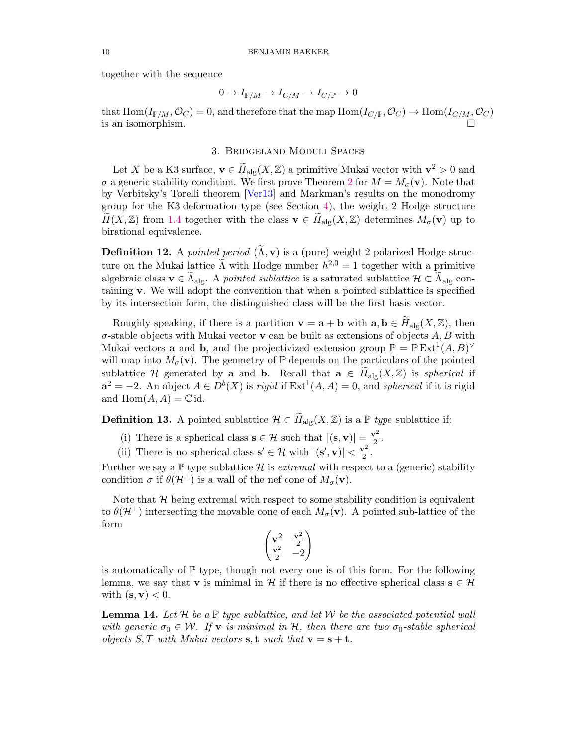together with the sequence

$$0 \to I_{\mathbb{P}/M} \to I_{C/M} \to I_{C/\mathbb{P}} \to 0$$

that $\operatorname{Hom}(I_{\mathbb{P}/M}, \mathcal{O}_C) = 0$, and therefore that the map $\operatorname{Hom}(I_{C/\mathbb{P}}, \mathcal{O}_C) \to \operatorname{Hom}(I_{C/M}, \mathcal{O}_C)$ is an isomorphism. $\square$

## 3. Bridgeland Moduli Spaces

Let $X$ be a K3 surface, $\mathbf{v} \in \widetilde{H}_{\text{alg}}(X, \mathbb{Z})$ a primitive Mukai vector with $\mathbf{v}^2 > 0$ and $\sigma$ a generic stability condition. We first prove Theorem 2 for $M = M_\sigma(\mathbf{v})$. Note that by Verbitsky's Torelli theorem [Ver13] and Markman's results on the monodromy group for the K3 deformation type (see Section 4), the weight 2 Hodge structure $\widetilde{H}(X, \mathbb{Z})$ from 1.4 together with the class $\mathbf{v} \in \widetilde{H}_{\text{alg}}(X, \mathbb{Z})$ determines $M_\sigma(\mathbf{v})$ up to birational equivalence.

**Definition 12.** A *pointed period* $(\widetilde{\Lambda}, \mathbf{v})$ is a (pure) weight 2 polarized Hodge structure on the Mukai lattice $\widetilde{\Lambda}$ with Hodge number $h^{2,0} = 1$ together with a primitive algebraic class $\mathbf{v} \in \widetilde{\Lambda}_{\text{alg}}$. A *pointed sublattice* is a saturated sublattice $\mathcal{H} \subset \widetilde{\Lambda}_{\text{alg}}$ containing $\mathbf{v}$. We will adopt the convention that when a pointed sublattice is specified by its intersection form, the distinguished class will be the first basis vector.

Roughly speaking, if there is a partition $\mathbf{v} = \mathbf{a} + \mathbf{b}$ with $\mathbf{a}, \mathbf{b} \in \widetilde{H}_{\text{alg}}(X, \mathbb{Z})$, then $\sigma$-stable objects with Mukai vector $\mathbf{v}$ can be built as extensions of objects $A, B$ with Mukai vectors $\mathbf{a}$ and $\mathbf{b}$, and the projectivized extension group $\mathbb{P} = \mathbb{P}\operatorname{Ext}^1(A, B)^\vee$ will map into $M_\sigma(\mathbf{v})$. The geometry of $\mathbb{P}$ depends on the particulars of the pointed sublattice $\mathcal{H}$ generated by $\mathbf{a}$ and $\mathbf{b}$. Recall that $\mathbf{a} \in \widetilde{H}_{\text{alg}}(X, \mathbb{Z})$ is *spherical* if $\mathbf{a}^2 = -2$. An object $A \in D^b(X)$ is *rigid* if $\operatorname{Ext}^1(A, A) = 0$, and *spherical* if it is rigid and $\operatorname{Hom}(A, A) = \mathbb{C}\,\mathrm{id}$.

**Definition 13.** A pointed sublattice $\mathcal{H} \subset \widetilde{H}_{\text{alg}}(X, \mathbb{Z})$ is a $\mathbb{P}$ *type* sublattice if:

(i) There is a spherical class $\mathbf{s} \in \mathcal{H}$ such that $|(\mathbf{s}, \mathbf{v})| = \frac{\mathbf{v}^2}{2}$.

(ii) There is no spherical class $\mathbf{s}' \in \mathcal{H}$ with $|(\mathbf{s}', \mathbf{v})| < \frac{\mathbf{v}^2}{2}$.

Further we say a $\mathbb{P}$ type sublattice $\mathcal{H}$ is *extremal* with respect to a (generic) stability condition $\sigma$ if $\theta(\mathcal{H}^\perp)$ is a wall of the nef cone of $M_\sigma(\mathbf{v})$.

Note that $\mathcal{H}$ being extremal with respect to some stability condition is equivalent to $\theta(\mathcal{H}^\perp)$ intersecting the movable cone of each $M_\sigma(\mathbf{v})$. A pointed sub-lattice of the form

$$\begin{pmatrix} \mathbf{v}^2 & \frac{\mathbf{v}^2}{2} \\ \frac{\mathbf{v}^2}{2} & -2 \end{pmatrix}$$

is automatically of $\mathbb{P}$ type, though not every one is of this form. For the following lemma, we say that $\mathbf{v}$ is minimal in $\mathcal{H}$ if there is no effective spherical class $\mathbf{s} \in \mathcal{H}$ with $(\mathbf{s}, \mathbf{v}) < 0$.

**Lemma 14.** *Let $\mathcal{H}$ be a $\mathbb{P}$ type sublattice, and let $\mathcal{W}$ be the associated potential wall with generic $\sigma_0 \in \mathcal{W}$. If $\mathbf{v}$ is minimal in $\mathcal{H}$, then there are two $\sigma_0$-stable spherical objects $S, T$ with Mukai vectors $\mathbf{s}, \mathbf{t}$ such that $\mathbf{v} = \mathbf{s} + \mathbf{t}$.*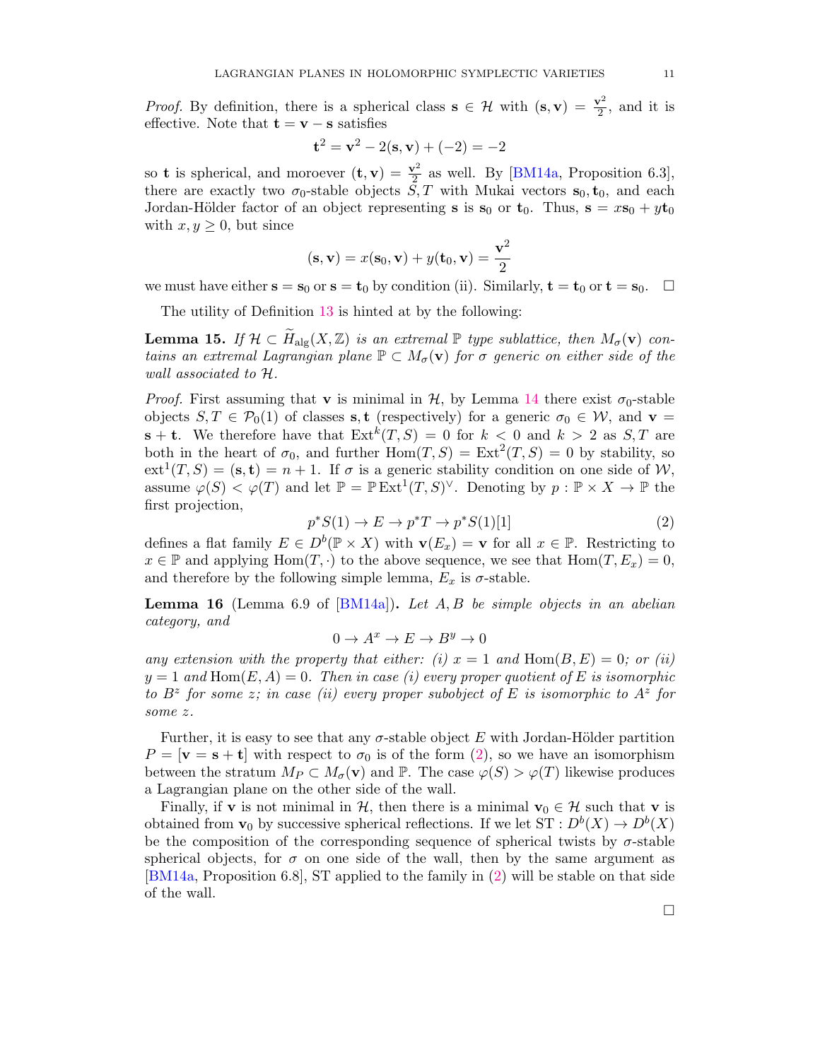*Proof.* By definition, there is a spherical class $\mathbf{s} \in \mathcal{H}$ with $(\mathbf{s}, \mathbf{v}) = \frac{\mathbf{v}^2}{2}$, and it is effective. Note that $\mathbf{t} = \mathbf{v} - \mathbf{s}$ satisfies

$$\mathbf{t}^2 = \mathbf{v}^2 - 2(\mathbf{s}, \mathbf{v}) + (-2) = -2$$

so $\mathbf{t}$ is spherical, and moroever $(\mathbf{t}, \mathbf{v}) = \frac{\mathbf{v}^2}{2}$ as well. By [BM14a, Proposition 6.3], there are exactly two $\sigma_0$-stable objects $S, T$ with Mukai vectors $\mathbf{s}_0, \mathbf{t}_0$, and each Jordan-Hölder factor of an object representing $\mathbf{s}$ is $\mathbf{s}_0$ or $\mathbf{t}_0$. Thus, $\mathbf{s} = x\mathbf{s}_0 + y\mathbf{t}_0$ with $x, y \geq 0$, but since

$$(\mathbf{s}, \mathbf{v}) = x(\mathbf{s}_0, \mathbf{v}) + y(\mathbf{t}_0, \mathbf{v}) = \frac{\mathbf{v}^2}{2}$$

we must have either $\mathbf{s} = \mathbf{s}_0$ or $\mathbf{s} = \mathbf{t}_0$ by condition (ii). Similarly, $\mathbf{t} = \mathbf{t}_0$ or $\mathbf{t} = \mathbf{s}_0$. $\square$

The utility of Definition 13 is hinted at by the following:

**Lemma 15.** *If $\mathcal{H} \subset \widetilde{H}_{\mathrm{alg}}(X, \mathbb{Z})$ is an extremal $\mathbb{P}$ type sublattice, then $M_\sigma(\mathbf{v})$ contains an extremal Lagrangian plane $\mathbb{P} \subset M_\sigma(\mathbf{v})$ for $\sigma$ generic on either side of the wall associated to $\mathcal{H}$.*

*Proof.* First assuming that $\mathbf{v}$ is minimal in $\mathcal{H}$, by Lemma 14 there exist $\sigma_0$-stable objects $S, T \in \mathcal{P}_0(1)$ of classes $\mathbf{s}, \mathbf{t}$ (respectively) for a generic $\sigma_0 \in \mathcal{W}$, and $\mathbf{v} = \mathbf{s} + \mathbf{t}$. We therefore have that $\mathrm{Ext}^k(T, S) = 0$ for $k < 0$ and $k > 2$ as $S, T$ are both in the heart of $\sigma_0$, and further $\mathrm{Hom}(T, S) = \mathrm{Ext}^2(T, S) = 0$ by stability, so $\mathrm{ext}^1(T, S) = (\mathbf{s}, \mathbf{t}) = n + 1$. If $\sigma$ is a generic stability condition on one side of $\mathcal{W}$, assume $\varphi(S) < \varphi(T)$ and let $\mathbb{P} = \mathbb{P}\,\mathrm{Ext}^1(T, S)^\vee$. Denoting by $p : \mathbb{P} \times X \to \mathbb{P}$ the first projection,

$$p^*S(1) \to E \to p^*T \to p^*S(1)[1] \tag{2}$$

defines a flat family $E \in D^b(\mathbb{P} \times X)$ with $\mathbf{v}(E_x) = \mathbf{v}$ for all $x \in \mathbb{P}$. Restricting to $x \in \mathbb{P}$ and applying $\mathrm{Hom}(T, \cdot)$ to the above sequence, we see that $\mathrm{Hom}(T, E_x) = 0$, and therefore by the following simple lemma, $E_x$ is $\sigma$-stable.

**Lemma 16** (Lemma 6.9 of [BM14a])**.** *Let $A, B$ be simple objects in an abelian category, and*

$$0 \to A^x \to E \to B^y \to 0$$

*any extension with the property that either: (i) $x = 1$ and $\mathrm{Hom}(B, E) = 0$; or (ii) $y = 1$ and $\mathrm{Hom}(E, A) = 0$. Then in case (i) every proper quotient of $E$ is isomorphic to $B^z$ for some $z$; in case (ii) every proper subobject of $E$ is isomorphic to $A^z$ for some $z$.*

Further, it is easy to see that any $\sigma$-stable object $E$ with Jordan-Hölder partition $P = [\mathbf{v} = \mathbf{s} + \mathbf{t}]$ with respect to $\sigma_0$ is of the form (2), so we have an isomorphism between the stratum $M_P \subset M_\sigma(\mathbf{v})$ and $\mathbb{P}$. The case $\varphi(S) > \varphi(T)$ likewise produces a Lagrangian plane on the other side of the wall.

Finally, if $\mathbf{v}$ is not minimal in $\mathcal{H}$, then there is a minimal $\mathbf{v}_0 \in \mathcal{H}$ such that $\mathbf{v}$ is obtained from $\mathbf{v}_0$ by successive spherical reflections. If we let $\mathrm{ST} : D^b(X) \to D^b(X)$ be the composition of the corresponding sequence of spherical twists by $\sigma$-stable spherical objects, for $\sigma$ on one side of the wall, then by the same argument as [BM14a, Proposition 6.8], ST applied to the family in (2) will be stable on that side of the wall.

$\square$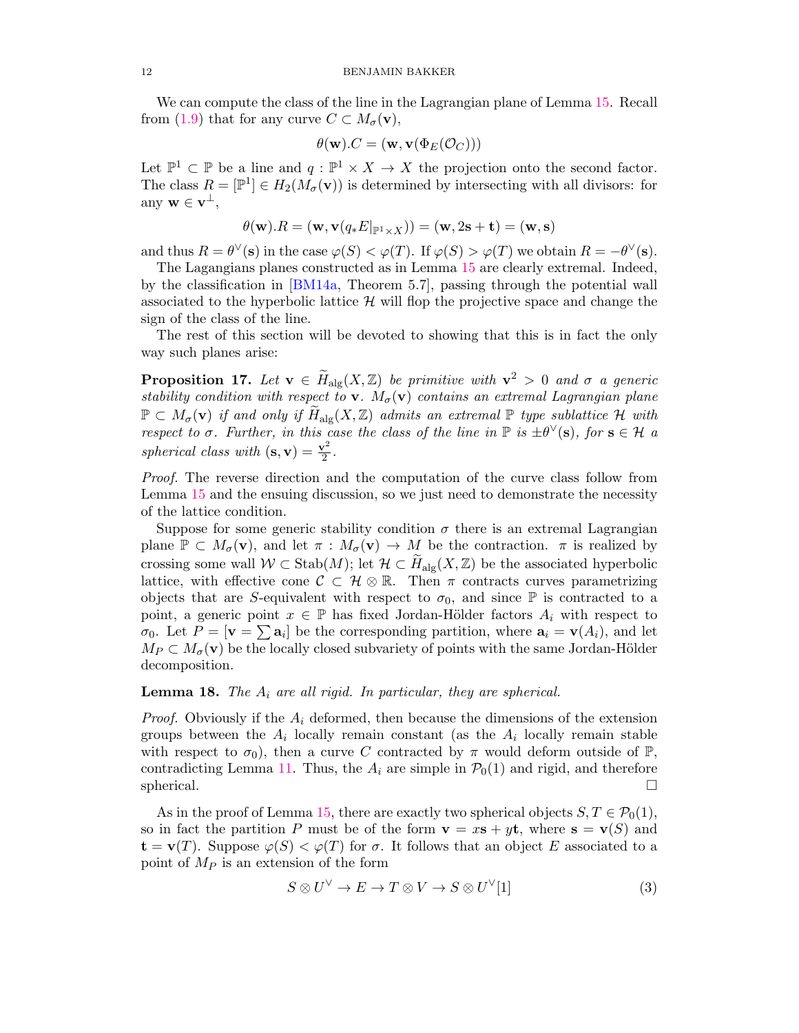We can compute the class of the line in the Lagrangian plane of Lemma 15. Recall from (1.9) that for any curve $C \subset M_\sigma(\mathbf{v})$,

$$\theta(\mathbf{w}).C = (\mathbf{w}, \mathbf{v}(\Phi_E(\mathcal{O}_C)))$$

Let $\mathbb{P}^1 \subset \mathbb{P}$ be a line and $q : \mathbb{P}^1 \times X \to X$ the projection onto the second factor. The class $R = [\mathbb{P}^1] \in H_2(M_\sigma(\mathbf{v}))$ is determined by intersecting with all divisors: for any $\mathbf{w} \in \mathbf{v}^\perp$,

$$\theta(\mathbf{w}).R = (\mathbf{w}, \mathbf{v}(q_* E|_{\mathbb{P}^1 \times X})) = (\mathbf{w}, 2\mathbf{s} + \mathbf{t}) = (\mathbf{w}, \mathbf{s})$$

and thus $R = \theta^\vee(\mathbf{s})$ in the case $\varphi(S) < \varphi(T)$. If $\varphi(S) > \varphi(T)$ we obtain $R = -\theta^\vee(\mathbf{s})$.

The Lagangians planes constructed as in Lemma 15 are clearly extremal. Indeed, by the classification in [BM14a, Theorem 5.7], passing through the potential wall associated to the hyperbolic lattice $\mathcal{H}$ will flop the projective space and change the sign of the class of the line.

The rest of this section will be devoted to showing that this is in fact the only way such planes arise:

**Proposition 17.** *Let $\mathbf{v} \in \widetilde{H}_{\mathrm{alg}}(X, \mathbb{Z})$ be primitive with $\mathbf{v}^2 > 0$ and $\sigma$ a generic stability condition with respect to $\mathbf{v}$. $M_\sigma(\mathbf{v})$ contains an extremal Lagrangian plane $\mathbb{P} \subset M_\sigma(\mathbf{v})$ if and only if $\widetilde{H}_{\mathrm{alg}}(X, \mathbb{Z})$ admits an extremal $\mathbb{P}$ type sublattice $\mathcal{H}$ with respect to $\sigma$. Further, in this case the class of the line in $\mathbb{P}$ is $\pm\theta^\vee(\mathbf{s})$, for $\mathbf{s} \in \mathcal{H}$ a spherical class with $(\mathbf{s}, \mathbf{v}) = \frac{\mathbf{v}^2}{2}$.*

*Proof.* The reverse direction and the computation of the curve class follow from Lemma 15 and the ensuing discussion, so we just need to demonstrate the necessity of the lattice condition.

Suppose for some generic stability condition $\sigma$ there is an extremal Lagrangian plane $\mathbb{P} \subset M_\sigma(\mathbf{v})$, and let $\pi : M_\sigma(\mathbf{v}) \to M$ be the contraction. $\pi$ is realized by crossing some wall $\mathcal{W} \subset \mathrm{Stab}(M)$; let $\mathcal{H} \subset \widetilde{H}_{\mathrm{alg}}(X, \mathbb{Z})$ be the associated hyperbolic lattice, with effective cone $\mathcal{C} \subset \mathcal{H} \otimes \mathbb{R}$. Then $\pi$ contracts curves parametrizing objects that are $S$-equivalent with respect to $\sigma_0$, and since $\mathbb{P}$ is contracted to a point, a generic point $x \in \mathbb{P}$ has fixed Jordan-Hölder factors $A_i$ with respect to $\sigma_0$. Let $P = [\mathbf{v} = \sum \mathbf{a}_i]$ be the corresponding partition, where $\mathbf{a}_i = \mathbf{v}(A_i)$, and let $M_P \subset M_\sigma(\mathbf{v})$ be the locally closed subvariety of points with the same Jordan-Hölder decomposition.

**Lemma 18.** *The $A_i$ are all rigid. In particular, they are spherical.*

*Proof.* Obviously if the $A_i$ deformed, then because the dimensions of the extension groups between the $A_i$ locally remain constant (as the $A_i$ locally remain stable with respect to $\sigma_0$), then a curve $C$ contracted by $\pi$ would deform outside of $\mathbb{P}$, contradicting Lemma 11. Thus, the $A_i$ are simple in $\mathcal{P}_0(1)$ and rigid, and therefore spherical. $\square$

As in the proof of Lemma 15, there are exactly two spherical objects $S, T \in \mathcal{P}_0(1)$, so in fact the partition $P$ must be of the form $\mathbf{v} = x\mathbf{s} + y\mathbf{t}$, where $\mathbf{s} = \mathbf{v}(S)$ and $\mathbf{t} = \mathbf{v}(T)$. Suppose $\varphi(S) < \varphi(T)$ for $\sigma$. It follows that an object $E$ associated to a point of $M_P$ is an extension of the form

$$S \otimes U^\vee \to E \to T \otimes V \to S \otimes U^\vee[1] \tag{3}$$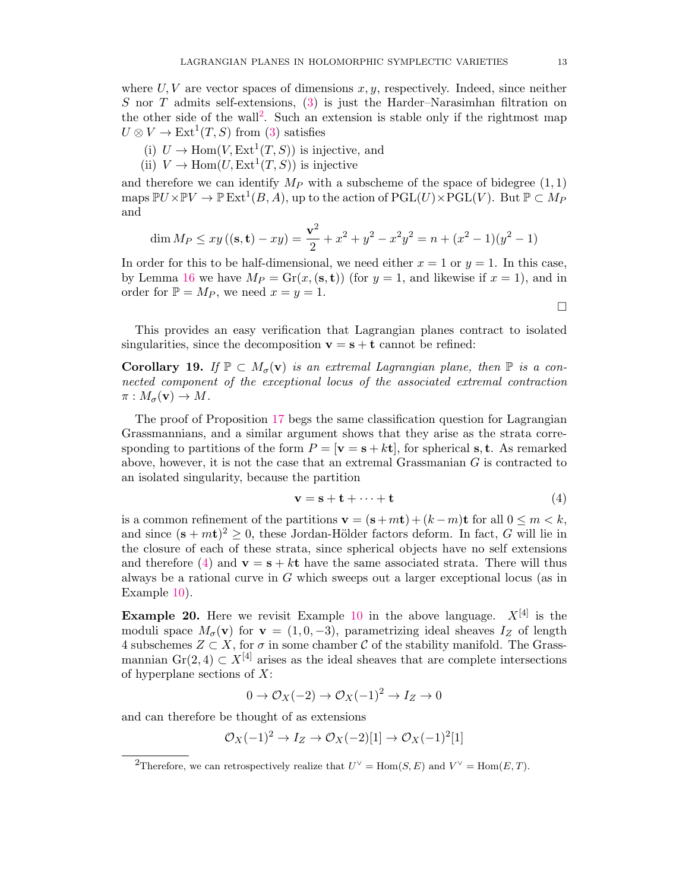where $U, V$ are vector spaces of dimensions $x, y$, respectively. Indeed, since neither $S$ nor $T$ admits self-extensions, (3) is just the Harder–Narasimhan filtration on the other side of the wall[2]. Such an extension is stable only if the rightmost map $U \otimes V \to \mathrm{Ext}^1(T, S)$ from (3) satisfies

(i) $U \to \mathrm{Hom}(V, \mathrm{Ext}^1(T, S))$ is injective, and
(ii) $V \to \mathrm{Hom}(U, \mathrm{Ext}^1(T, S))$ is injective

and therefore we can identify $M_P$ with a subscheme of the space of bidegree $(1, 1)$ maps $\mathbb{P}U \times \mathbb{P}V \to \mathbb{P}\,\mathrm{Ext}^1(B, A)$, up to the action of $\mathrm{PGL}(U) \times \mathrm{PGL}(V)$. But $\mathbb{P} \subset M_P$ and

$$\dim M_P \leq xy\left((\mathbf{s}, \mathbf{t}) - xy\right) = \frac{\mathbf{v}^2}{2} + x^2 + y^2 - x^2y^2 = n + (x^2 - 1)(y^2 - 1)$$

In order for this to be half-dimensional, we need either $x = 1$ or $y = 1$. In this case, by Lemma 16 we have $M_P = \mathrm{Gr}(x, (\mathbf{s}, \mathbf{t}))$ (for $y = 1$, and likewise if $x = 1$), and in order for $\mathbb{P} = M_P$, we need $x = y = 1$.

□

This provides an easy verification that Lagrangian planes contract to isolated singularities, since the decomposition $\mathbf{v} = \mathbf{s} + \mathbf{t}$ cannot be refined:

**Corollary 19.** *If $\mathbb{P} \subset M_\sigma(\mathbf{v})$ is an extremal Lagrangian plane, then $\mathbb{P}$ is a connected component of the exceptional locus of the associated extremal contraction $\pi : M_\sigma(\mathbf{v}) \to M$.*

The proof of Proposition 17 begs the same classification question for Lagrangian Grassmannians, and a similar argument shows that they arise as the strata corresponding to partitions of the form $P = [\mathbf{v} = \mathbf{s} + k\mathbf{t}]$, for spherical $\mathbf{s}, \mathbf{t}$. As remarked above, however, it is not the case that an extremal Grassmanian $G$ is contracted to an isolated singularity, because the partition

$$\mathbf{v} = \mathbf{s} + \mathbf{t} + \cdots + \mathbf{t} \tag{4}$$

is a common refinement of the partitions $\mathbf{v} = (\mathbf{s} + m\mathbf{t}) + (k - m)\mathbf{t}$ for all $0 \leq m < k$, and since $(\mathbf{s} + m\mathbf{t})^2 \geq 0$, these Jordan-Hölder factors deform. In fact, $G$ will lie in the closure of each of these strata, since spherical objects have no self extensions and therefore (4) and $\mathbf{v} = \mathbf{s} + k\mathbf{t}$ have the same associated strata. There will thus always be a rational curve in $G$ which sweeps out a larger exceptional locus (as in Example 10).

**Example 20.** Here we revisit Example 10 in the above language. $X^{[4]}$ is the moduli space $M_\sigma(\mathbf{v})$ for $\mathbf{v} = (1, 0, -3)$, parametrizing ideal sheaves $I_Z$ of length 4 subschemes $Z \subset X$, for $\sigma$ in some chamber $\mathcal{C}$ of the stability manifold. The Grassmannian $\mathrm{Gr}(2, 4) \subset X^{[4]}$ arises as the ideal sheaves that are complete intersections of hyperplane sections of $X$:

$$0 \to \mathcal{O}_X(-2) \to \mathcal{O}_X(-1)^2 \to I_Z \to 0$$

and can therefore be thought of as extensions

$$\mathcal{O}_X(-1)^2 \to I_Z \to \mathcal{O}_X(-2)[1] \to \mathcal{O}_X(-1)^2[1]$$

[2] Therefore, we can retrospectively realize that $U^\vee = \mathrm{Hom}(S, E)$ and $V^\vee = \mathrm{Hom}(E, T)$.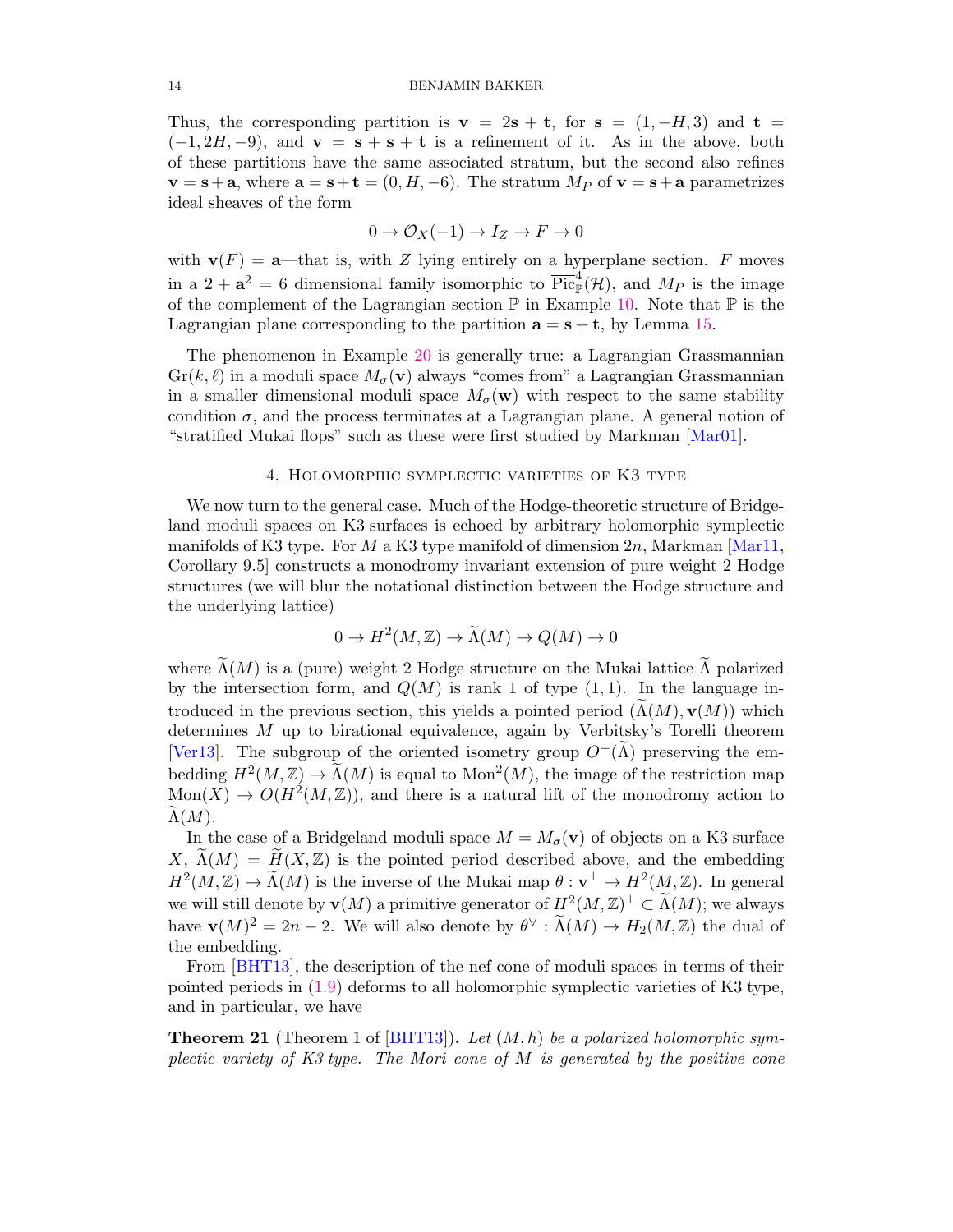Thus, the corresponding partition is $\mathbf{v} = 2\mathbf{s} + \mathbf{t}$, for $\mathbf{s} = (1, -H, 3)$ and $\mathbf{t} = (-1, 2H, -9)$, and $\mathbf{v} = \mathbf{s} + \mathbf{s} + \mathbf{t}$ is a refinement of it. As in the above, both of these partitions have the same associated stratum, but the second also refines $\mathbf{v} = \mathbf{s} + \mathbf{a}$, where $\mathbf{a} = \mathbf{s} + \mathbf{t} = (0, H, -6)$. The stratum $M_P$ of $\mathbf{v} = \mathbf{s} + \mathbf{a}$ parametrizes ideal sheaves of the form

$$0 \to \mathcal{O}_X(-1) \to I_Z \to F \to 0$$

with $\mathbf{v}(F) = \mathbf{a}$—that is, with $Z$ lying entirely on a hyperplane section. $F$ moves in a $2 + \mathbf{a}^2 = 6$ dimensional family isomorphic to $\overline{\mathrm{Pic}}^4_{\mathbb{P}}(\mathcal{H})$, and $M_P$ is the image of the complement of the Lagrangian section $\mathbb{P}$ in Example 10. Note that $\mathbb{P}$ is the Lagrangian plane corresponding to the partition $\mathbf{a} = \mathbf{s} + \mathbf{t}$, by Lemma 15.

The phenomenon in Example 20 is generally true: a Lagrangian Grassmannian $\mathrm{Gr}(k, \ell)$ in a moduli space $M_\sigma(\mathbf{v})$ always "comes from" a Lagrangian Grassmannian in a smaller dimensional moduli space $M_\sigma(\mathbf{w})$ with respect to the same stability condition $\sigma$, and the process terminates at a Lagrangian plane. A general notion of "stratified Mukai flops" such as these were first studied by Markman [Mar01].

## 4. Holomorphic symplectic varieties of K3 type

We now turn to the general case. Much of the Hodge-theoretic structure of Bridgeland moduli spaces on K3 surfaces is echoed by arbitrary holomorphic symplectic manifolds of K3 type. For $M$ a K3 type manifold of dimension $2n$, Markman [Mar11, Corollary 9.5] constructs a monodromy invariant extension of pure weight 2 Hodge structures (we will blur the notational distinction between the Hodge structure and the underlying lattice)

$$0 \to H^2(M, \mathbb{Z}) \to \widetilde{\Lambda}(M) \to Q(M) \to 0$$

where $\widetilde{\Lambda}(M)$ is a (pure) weight 2 Hodge structure on the Mukai lattice $\widetilde{\Lambda}$ polarized by the intersection form, and $Q(M)$ is rank 1 of type $(1,1)$. In the language introduced in the previous section, this yields a pointed period $(\widetilde{\Lambda}(M), \mathbf{v}(M))$ which determines $M$ up to birational equivalence, again by Verbitsky's Torelli theorem [Ver13]. The subgroup of the oriented isometry group $O^+(\widetilde{\Lambda})$ preserving the embedding $H^2(M, \mathbb{Z}) \to \widetilde{\Lambda}(M)$ is equal to $\mathrm{Mon}^2(M)$, the image of the restriction map $\mathrm{Mon}(X) \to O(H^2(M, \mathbb{Z}))$, and there is a natural lift of the monodromy action to $\widetilde{\Lambda}(M)$.

In the case of a Bridgeland moduli space $M = M_\sigma(\mathbf{v})$ of objects on a K3 surface $X$, $\widetilde{\Lambda}(M) = \widetilde{H}(X, \mathbb{Z})$ is the pointed period described above, and the embedding $H^2(M, \mathbb{Z}) \to \widetilde{\Lambda}(M)$ is the inverse of the Mukai map $\theta : \mathbf{v}^\perp \to H^2(M, \mathbb{Z})$. In general we will still denote by $\mathbf{v}(M)$ a primitive generator of $H^2(M, \mathbb{Z})^\perp \subset \widetilde{\Lambda}(M)$; we always have $\mathbf{v}(M)^2 = 2n - 2$. We will also denote by $\theta^\vee : \widetilde{\Lambda}(M) \to H_2(M, \mathbb{Z})$ the dual of the embedding.

From [BHT13], the description of the nef cone of moduli spaces in terms of their pointed periods in (1.9) deforms to all holomorphic symplectic varieties of K3 type, and in particular, we have

**Theorem 21** (Theorem 1 of [BHT13])**.** *Let $(M, h)$ be a polarized holomorphic symplectic variety of K3 type. The Mori cone of $M$ is generated by the positive cone*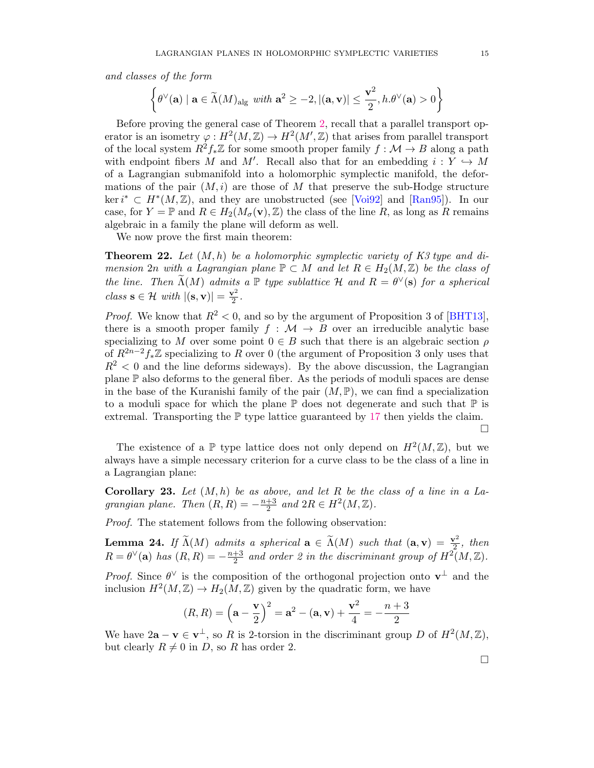*and classes of the form*

$$\left\{\theta^\vee(\mathbf{a}) \mid \mathbf{a} \in \widetilde{\Lambda}(M)_{\mathrm{alg}} \text{ with } \mathbf{a}^2 \geq -2, |(\mathbf{a}, \mathbf{v})| \leq \frac{\mathbf{v}^2}{2}, h.\theta^\vee(\mathbf{a}) > 0\right\}$$

Before proving the general case of Theorem 2, recall that a parallel transport operator is an isometry $\varphi : H^2(M, \mathbb{Z}) \to H^2(M', \mathbb{Z})$ that arises from parallel transport of the local system $R^2 f_* \mathbb{Z}$ for some smooth proper family $f : \mathcal{M} \to B$ along a path with endpoint fibers $M$ and $M'$. Recall also that for an embedding $i : Y \hookrightarrow M$ of a Lagrangian submanifold into a holomorphic symplectic manifold, the deformations of the pair $(M, i)$ are those of $M$ that preserve the sub-Hodge structure $\ker i^* \subset H^*(M, \mathbb{Z})$, and they are unobstructed (see [Voi92] and [Ran95]). In our case, for $Y = \mathbb{P}$ and $R \in H_2(M_\sigma(\mathbf{v}), \mathbb{Z})$ the class of the line $R$, as long as $R$ remains algebraic in a family the plane will deform as well.

We now prove the first main theorem:

**Theorem 22.** *Let $(M, h)$ be a holomorphic symplectic variety of K3 type and dimension $2n$ with a Lagrangian plane $\mathbb{P} \subset M$ and let $R \in H_2(M, \mathbb{Z})$ be the class of the line. Then $\widetilde{\Lambda}(M)$ admits a $\mathbb{P}$ type sublattice $\mathcal{H}$ and $R = \theta^\vee(\mathbf{s})$ for a spherical class $\mathbf{s} \in \mathcal{H}$ with $|(\mathbf{s}, \mathbf{v})| = \frac{\mathbf{v}^2}{2}$.*

*Proof.* We know that $R^2 < 0$, and so by the argument of Proposition 3 of [BHT13], there is a smooth proper family $f : \mathcal{M} \to B$ over an irreducible analytic base specializing to $M$ over some point $0 \in B$ such that there is an algebraic section $\rho$ of $R^{2n-2} f_* \mathbb{Z}$ specializing to $R$ over $0$ (the argument of Proposition 3 only uses that $R^2 < 0$ and the line deforms sideways). By the above discussion, the Lagrangian plane $\mathbb{P}$ also deforms to the general fiber. As the periods of moduli spaces are dense in the base of the Kuranishi family of the pair $(M, \mathbb{P})$, we can find a specialization to a moduli space for which the plane $\mathbb{P}$ does not degenerate and such that $\mathbb{P}$ is extremal. Transporting the $\mathbb{P}$ type lattice guaranteed by 17 then yields the claim. □

The existence of a $\mathbb{P}$ type lattice does not only depend on $H^2(M, \mathbb{Z})$, but we always have a simple necessary criterion for a curve class to be the class of a line in a Lagrangian plane:

**Corollary 23.** *Let $(M, h)$ be as above, and let $R$ be the class of a line in a Lagrangian plane. Then $(R, R) = -\frac{n+3}{2}$ and $2R \in H^2(M, \mathbb{Z})$.*

*Proof.* The statement follows from the following observation:

**Lemma 24.** *If $\widetilde{\Lambda}(M)$ admits a spherical $\mathbf{a} \in \widetilde{\Lambda}(M)$ such that $(\mathbf{a}, \mathbf{v}) = \frac{\mathbf{v}^2}{2}$, then $R = \theta^\vee(\mathbf{a})$ has $(R, R) = -\frac{n+3}{2}$ and order 2 in the discriminant group of $H^2(M, \mathbb{Z})$.*

*Proof.* Since $\theta^\vee$ is the composition of the orthogonal projection onto $\mathbf{v}^\perp$ and the inclusion $H^2(M, \mathbb{Z}) \to H_2(M, \mathbb{Z})$ given by the quadratic form, we have

$$(R, R) = \left(\mathbf{a} - \frac{\mathbf{v}}{2}\right)^2 = \mathbf{a}^2 - (\mathbf{a}, \mathbf{v}) + \frac{\mathbf{v}^2}{4} = -\frac{n+3}{2}$$

We have $2\mathbf{a} - \mathbf{v} \in \mathbf{v}^\perp$, so $R$ is 2-torsion in the discriminant group $D$ of $H^2(M, \mathbb{Z})$, but clearly $R \neq 0$ in $D$, so $R$ has order 2. □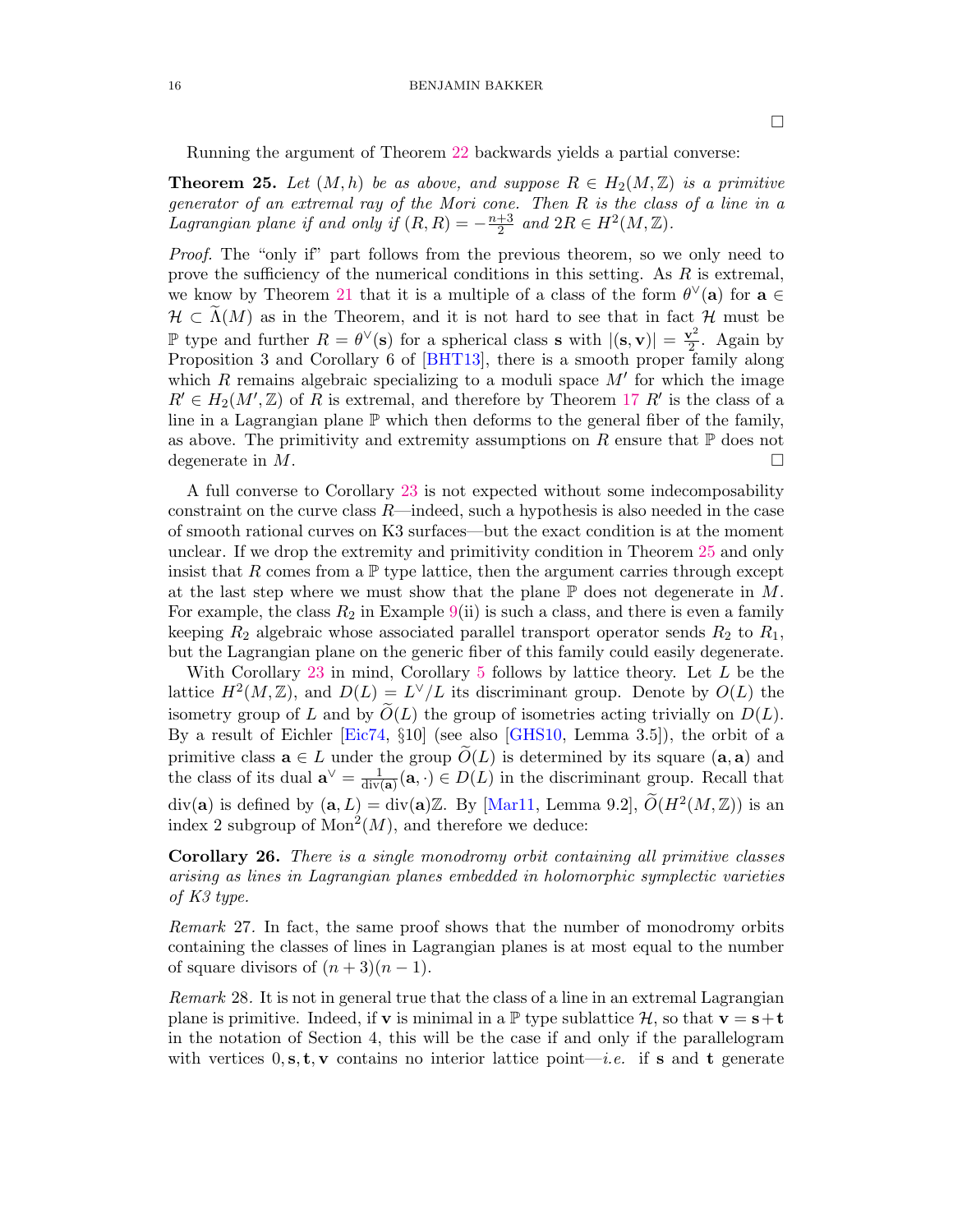□

Running the argument of Theorem 22 backwards yields a partial converse:

**Theorem 25.** *Let $(M, h)$ be as above, and suppose $R \in H_2(M, \mathbb{Z})$ is a primitive generator of an extremal ray of the Mori cone. Then $R$ is the class of a line in a Lagrangian plane if and only if $(R, R) = -\frac{n+3}{2}$ and $2R \in H^2(M, \mathbb{Z})$.*

*Proof.* The "only if" part follows from the previous theorem, so we only need to prove the sufficiency of the numerical conditions in this setting. As $R$ is extremal, we know by Theorem 21 that it is a multiple of a class of the form $\theta^\vee(\mathbf{a})$ for $\mathbf{a} \in \mathcal{H} \subset \widetilde{\Lambda}(M)$ as in the Theorem, and it is not hard to see that in fact $\mathcal{H}$ must be $\mathbb{P}$ type and further $R = \theta^\vee(\mathbf{s})$ for a spherical class $\mathbf{s}$ with $|(\mathbf{s}, \mathbf{v})| = \frac{\mathbf{v}^2}{2}$. Again by Proposition 3 and Corollary 6 of [BHT13], there is a smooth proper family along which $R$ remains algebraic specializing to a moduli space $M'$ for which the image $R' \in H_2(M', \mathbb{Z})$ of $R$ is extremal, and therefore by Theorem 17 $R'$ is the class of a line in a Lagrangian plane $\mathbb{P}$ which then deforms to the general fiber of the family, as above. The primitivity and extremity assumptions on $R$ ensure that $\mathbb{P}$ does not degenerate in $M$. □

A full converse to Corollary 23 is not expected without some indecomposability constraint on the curve class $R$—indeed, such a hypothesis is also needed in the case of smooth rational curves on K3 surfaces—but the exact condition is at the moment unclear. If we drop the extremity and primitivity condition in Theorem 25 and only insist that $R$ comes from a $\mathbb{P}$ type lattice, then the argument carries through except at the last step where we must show that the plane $\mathbb{P}$ does not degenerate in $M$. For example, the class $R_2$ in Example 9(ii) is such a class, and there is even a family keeping $R_2$ algebraic whose associated parallel transport operator sends $R_2$ to $R_1$, but the Lagrangian plane on the generic fiber of this family could easily degenerate.

With Corollary 23 in mind, Corollary 5 follows by lattice theory. Let $L$ be the lattice $H^2(M, \mathbb{Z})$, and $D(L) = L^\vee / L$ its discriminant group. Denote by $O(L)$ the isometry group of $L$ and by $\widetilde{O}(L)$ the group of isometries acting trivially on $D(L)$. By a result of Eichler [Eic74, §10] (see also [GHS10, Lemma 3.5]), the orbit of a primitive class $\mathbf{a} \in L$ under the group $\widetilde{O}(L)$ is determined by its square $(\mathbf{a}, \mathbf{a})$ and the class of its dual $\mathbf{a}^\vee = \frac{1}{\operatorname{div}(\mathbf{a})}(\mathbf{a}, \cdot) \in D(L)$ in the discriminant group. Recall that $\operatorname{div}(\mathbf{a})$ is defined by $(\mathbf{a}, L) = \operatorname{div}(\mathbf{a})\mathbb{Z}$. By [Mar11, Lemma 9.2], $\widetilde{O}(H^2(M, \mathbb{Z}))$ is an index 2 subgroup of $\operatorname{Mon}^2(M)$, and therefore we deduce:

**Corollary 26.** *There is a single monodromy orbit containing all primitive classes arising as lines in Lagrangian planes embedded in holomorphic symplectic varieties of K3 type.*

*Remark* 27. In fact, the same proof shows that the number of monodromy orbits containing the classes of lines in Lagrangian planes is at most equal to the number of square divisors of $(n + 3)(n - 1)$.

*Remark* 28. It is not in general true that the class of a line in an extremal Lagrangian plane is primitive. Indeed, if $\mathbf{v}$ is minimal in a $\mathbb{P}$ type sublattice $\mathcal{H}$, so that $\mathbf{v} = \mathbf{s} + \mathbf{t}$ in the notation of Section 4, this will be the case if and only if the parallelogram with vertices $0, \mathbf{s}, \mathbf{t}, \mathbf{v}$ contains no interior lattice point—*i.e.* if $\mathbf{s}$ and $\mathbf{t}$ generate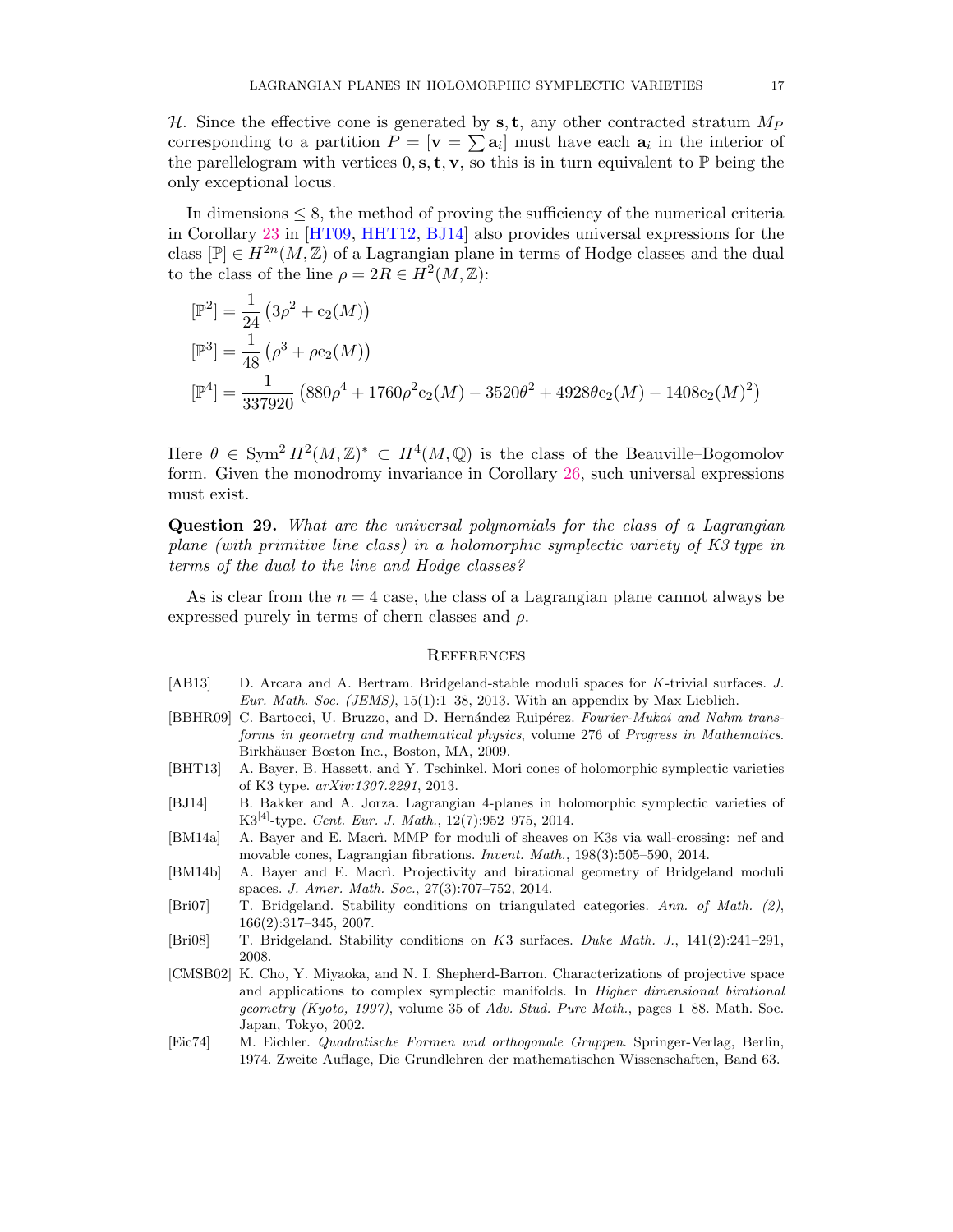$\mathcal{H}$. Since the effective cone is generated by $\mathbf{s}, \mathbf{t}$, any other contracted stratum $M_P$ corresponding to a partition $P = [\mathbf{v} = \sum \mathbf{a}_i]$ must have each $\mathbf{a}_i$ in the interior of the parellelogram with vertices $0, \mathbf{s}, \mathbf{t}, \mathbf{v}$, so this is in turn equivalent to $\mathbb{P}$ being the only exceptional locus.

In dimensions $\leq 8$, the method of proving the sufficiency of the numerical criteria in Corollary 23 in [HT09, HHT12, BJ14] also provides universal expressions for the class $[\mathbb{P}] \in H^{2n}(M, \mathbb{Z})$ of a Lagrangian plane in terms of Hodge classes and the dual to the class of the line $\rho = 2R \in H^2(M, \mathbb{Z})$:

$$
\begin{aligned}
[\mathbb{P}^2] &= \frac{1}{24}\left(3\rho^2 + \mathrm{c}_2(M)\right) \\
[\mathbb{P}^3] &= \frac{1}{48}\left(\rho^3 + \rho \mathrm{c}_2(M)\right) \\
[\mathbb{P}^4] &= \frac{1}{337920}\left(880\rho^4 + 1760\rho^2\mathrm{c}_2(M) - 3520\theta^2 + 4928\theta\mathrm{c}_2(M) - 1408\mathrm{c}_2(M)^2\right)
\end{aligned}
$$

Here $\theta \in \mathrm{Sym}^2 H^2(M, \mathbb{Z})^* \subset H^4(M, \mathbb{Q})$ is the class of the Beauville–Bogomolov form. Given the monodromy invariance in Corollary 26, such universal expressions must exist.

**Question 29.** *What are the universal polynomials for the class of a Lagrangian plane (with primitive line class) in a holomorphic symplectic variety of K3 type in terms of the dual to the line and Hodge classes?*

As is clear from the $n = 4$ case, the class of a Lagrangian plane cannot always be expressed purely in terms of chern classes and $\rho$.

## References

- [AB13] D. Arcara and A. Bertram. Bridgeland-stable moduli spaces for $K$-trivial surfaces. *J. Eur. Math. Soc. (JEMS)*, 15(1):1–38, 2013. With an appendix by Max Lieblich.
- [BBHR09] C. Bartocci, U. Bruzzo, and D. Hernández Ruipérez. *Fourier-Mukai and Nahm transforms in geometry and mathematical physics*, volume 276 of *Progress in Mathematics*. Birkhäuser Boston Inc., Boston, MA, 2009.
- [BHT13] A. Bayer, B. Hassett, and Y. Tschinkel. Mori cones of holomorphic symplectic varieties of K3 type. *arXiv:1307.2291*, 2013.
- [BJ14] B. Bakker and A. Jorza. Lagrangian 4-planes in holomorphic symplectic varieties of K3[4]-type. *Cent. Eur. J. Math.*, 12(7):952–975, 2014.
- [BM14a] A. Bayer and E. Macrì. MMP for moduli of sheaves on K3s via wall-crossing: nef and movable cones, Lagrangian fibrations. *Invent. Math.*, 198(3):505–590, 2014.
- [BM14b] A. Bayer and E. Macrì. Projectivity and birational geometry of Bridgeland moduli spaces. *J. Amer. Math. Soc.*, 27(3):707–752, 2014.
- [Bri07] T. Bridgeland. Stability conditions on triangulated categories. *Ann. of Math. (2)*, 166(2):317–345, 2007.
- [Bri08] T. Bridgeland. Stability conditions on $K3$ surfaces. *Duke Math. J.*, 141(2):241–291, 2008.
- [CMSB02] K. Cho, Y. Miyaoka, and N. I. Shepherd-Barron. Characterizations of projective space and applications to complex symplectic manifolds. In *Higher dimensional birational geometry (Kyoto, 1997)*, volume 35 of *Adv. Stud. Pure Math.*, pages 1–88. Math. Soc. Japan, Tokyo, 2002.
- [Eic74] M. Eichler. *Quadratische Formen und orthogonale Gruppen*. Springer-Verlag, Berlin, 1974. Zweite Auflage, Die Grundlehren der mathematischen Wissenschaften, Band 63.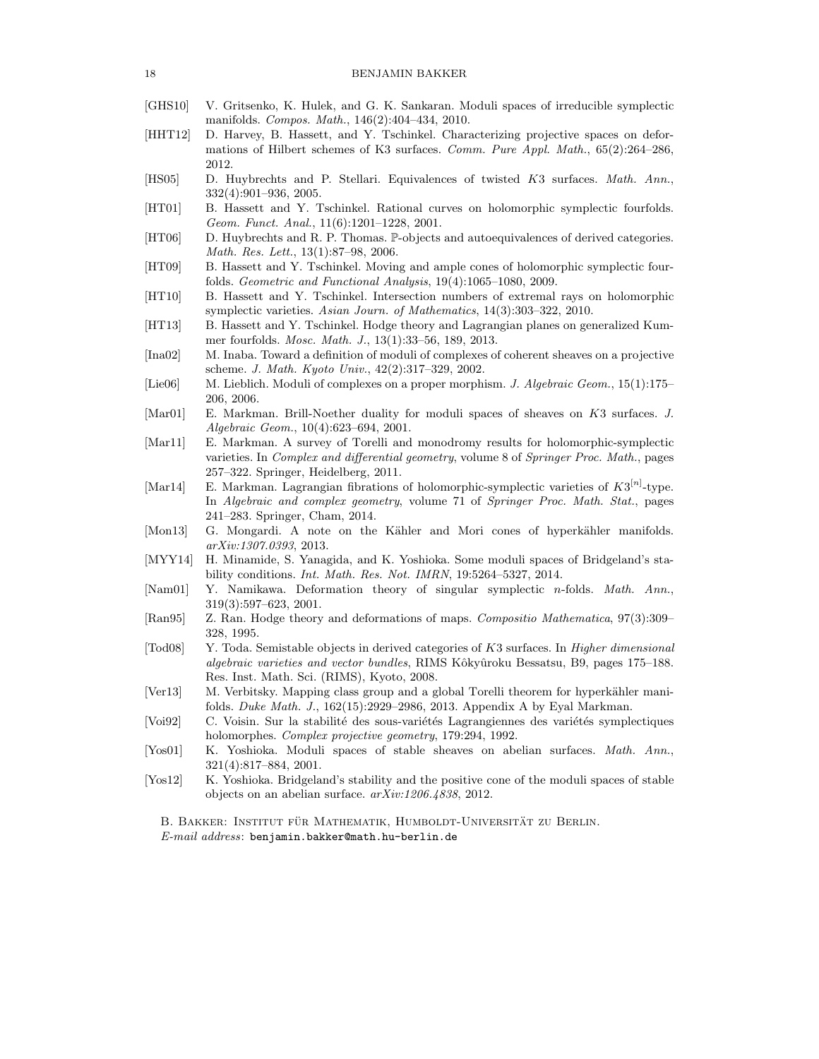- [GHS10] V. Gritsenko, K. Hulek, and G. K. Sankaran. Moduli spaces of irreducible symplectic manifolds. *Compos. Math.*, 146(2):404–434, 2010.
- [HHT12] D. Harvey, B. Hassett, and Y. Tschinkel. Characterizing projective spaces on deformations of Hilbert schemes of K3 surfaces. *Comm. Pure Appl. Math.*, 65(2):264–286, 2012.
- [HS05] D. Huybrechts and P. Stellari. Equivalences of twisted $K3$ surfaces. *Math. Ann.*, 332(4):901–936, 2005.
- [HT01] B. Hassett and Y. Tschinkel. Rational curves on holomorphic symplectic fourfolds. *Geom. Funct. Anal.*, 11(6):1201–1228, 2001.
- [HT06] D. Huybrechts and R. P. Thomas. $\mathbb{P}$-objects and autoequivalences of derived categories. *Math. Res. Lett.*, 13(1):87–98, 2006.
- [HT09] B. Hassett and Y. Tschinkel. Moving and ample cones of holomorphic symplectic fourfolds. *Geometric and Functional Analysis*, 19(4):1065–1080, 2009.
- [HT10] B. Hassett and Y. Tschinkel. Intersection numbers of extremal rays on holomorphic symplectic varieties. *Asian Journ. of Mathematics*, 14(3):303–322, 2010.
- [HT13] B. Hassett and Y. Tschinkel. Hodge theory and Lagrangian planes on generalized Kummer fourfolds. *Mosc. Math. J.*, 13(1):33–56, 189, 2013.
- [Ina02] M. Inaba. Toward a definition of moduli of complexes of coherent sheaves on a projective scheme. *J. Math. Kyoto Univ.*, 42(2):317–329, 2002.
- [Lie06] M. Lieblich. Moduli of complexes on a proper morphism. *J. Algebraic Geom.*, 15(1):175–206, 2006.
- [Mar01] E. Markman. Brill-Noether duality for moduli spaces of sheaves on $K3$ surfaces. *J. Algebraic Geom.*, 10(4):623–694, 2001.
- [Mar11] E. Markman. A survey of Torelli and monodromy results for holomorphic-symplectic varieties. In *Complex and differential geometry*, volume 8 of *Springer Proc. Math.*, pages 257–322. Springer, Heidelberg, 2011.
- [Mar14] E. Markman. Lagrangian fibrations of holomorphic-symplectic varieties of $K3^{[n]}$-type. In *Algebraic and complex geometry*, volume 71 of *Springer Proc. Math. Stat.*, pages 241–283. Springer, Cham, 2014.
- [Mon13] G. Mongardi. A note on the Kähler and Mori cones of hyperkähler manifolds. *arXiv:1307.0393*, 2013.
- [MYY14] H. Minamide, S. Yanagida, and K. Yoshioka. Some moduli spaces of Bridgeland's stability conditions. *Int. Math. Res. Not. IMRN*, 19:5264–5327, 2014.
- [Nam01] Y. Namikawa. Deformation theory of singular symplectic $n$-folds. *Math. Ann.*, 319(3):597–623, 2001.
- [Ran95] Z. Ran. Hodge theory and deformations of maps. *Compositio Mathematica*, 97(3):309–328, 1995.
- [Tod08] Y. Toda. Semistable objects in derived categories of $K3$ surfaces. In *Higher dimensional algebraic varieties and vector bundles*, RIMS Kôkyûroku Bessatsu, B9, pages 175–188. Res. Inst. Math. Sci. (RIMS), Kyoto, 2008.
- [Ver13] M. Verbitsky. Mapping class group and a global Torelli theorem for hyperkähler manifolds. *Duke Math. J.*, 162(15):2929–2986, 2013. Appendix A by Eyal Markman.
- [Voi92] C. Voisin. Sur la stabilité des sous-variétés Lagrangiennes des variétés symplectiques holomorphes. *Complex projective geometry*, 179:294, 1992.
- [Yos01] K. Yoshioka. Moduli spaces of stable sheaves on abelian surfaces. *Math. Ann.*, 321(4):817–884, 2001.
- [Yos12] K. Yoshioka. Bridgeland's stability and the positive cone of the moduli spaces of stable objects on an abelian surface. *arXiv:1206.4838*, 2012.

B. Bakker: Institut für Mathematik, Humboldt-Universität zu Berlin.
*E-mail address*: benjamin.bakker@math.hu-berlin.de